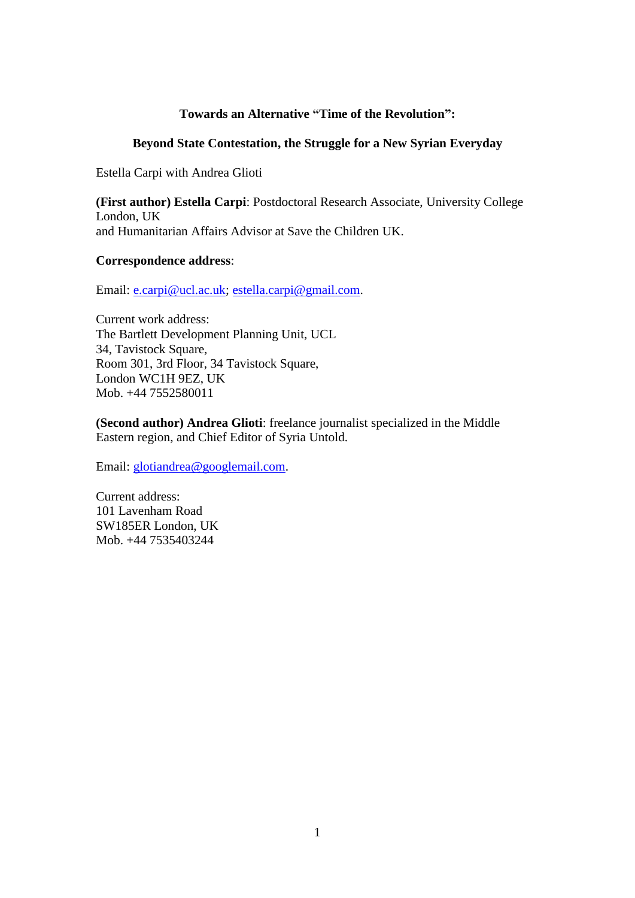# Towards an Alternative "Time of the Revolution":

## Beyond State Contestation, the Struggle for a New Syrian Everyday

Estella Carpi with Andrea Glioti

**(First author) Estella Carpi**: Postdoctoral Research Associate, University College London, UK
and Humanitarian Affairs Advisor at Save the Children UK.

**Correspondence address**:

Email: e.carpi@ucl.ac.uk; estella.carpi@gmail.com.

Current work address:
The Bartlett Development Planning Unit, UCL
34, Tavistock Square,
Room 301, 3rd Floor, 34 Tavistock Square,
London WC1H 9EZ, UK
Mob. +44 7552580011

**(Second author) Andrea Glioti**: freelance journalist specialized in the Middle Eastern region, and Chief Editor of Syria Untold.

Email: glotiandrea@googlemail.com.

Current address:
101 Lavenham Road
SW185ER London, UK
Mob. +44 7535403244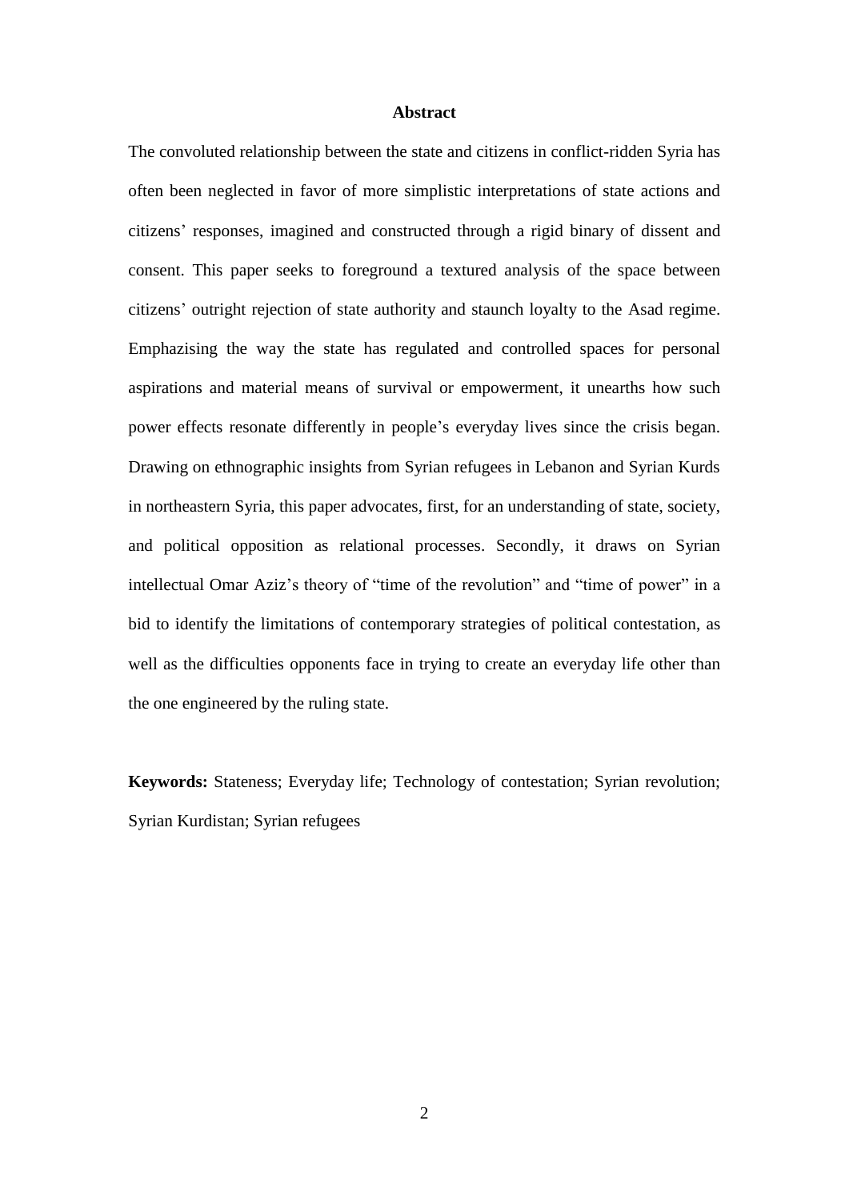## Abstract

The convoluted relationship between the state and citizens in conflict-ridden Syria has often been neglected in favor of more simplistic interpretations of state actions and citizens' responses, imagined and constructed through a rigid binary of dissent and consent. This paper seeks to foreground a textured analysis of the space between citizens' outright rejection of state authority and staunch loyalty to the Asad regime. Emphazising the way the state has regulated and controlled spaces for personal aspirations and material means of survival or empowerment, it unearths how such power effects resonate differently in people's everyday lives since the crisis began. Drawing on ethnographic insights from Syrian refugees in Lebanon and Syrian Kurds in northeastern Syria, this paper advocates, first, for an understanding of state, society, and political opposition as relational processes. Secondly, it draws on Syrian intellectual Omar Aziz's theory of "time of the revolution" and "time of power" in a bid to identify the limitations of contemporary strategies of political contestation, as well as the difficulties opponents face in trying to create an everyday life other than the one engineered by the ruling state.

**Keywords:** Stateness; Everyday life; Technology of contestation; Syrian revolution; Syrian Kurdistan; Syrian refugees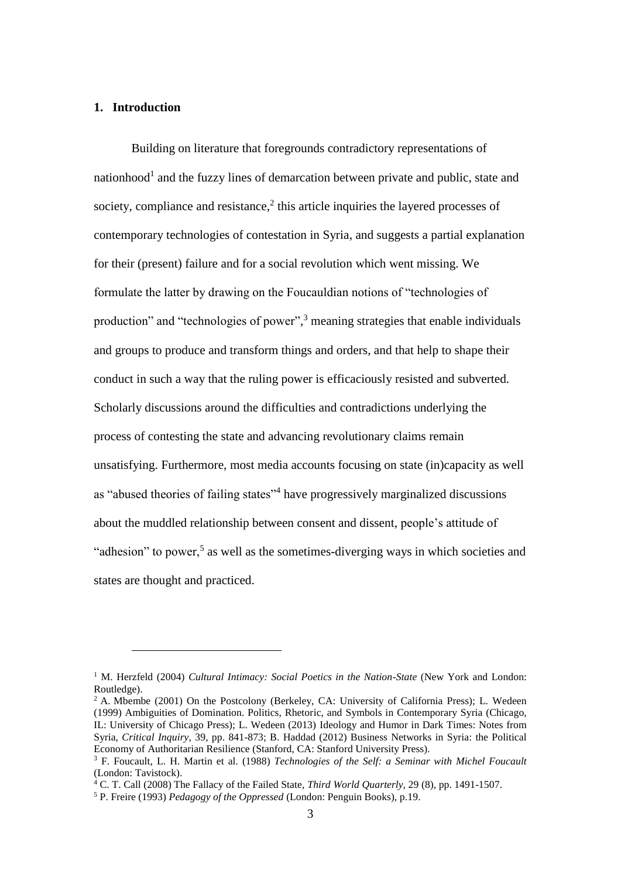## 1. Introduction

Building on literature that foregrounds contradictory representations of nationhood[1] and the fuzzy lines of demarcation between private and public, state and society, compliance and resistance,[2] this article inquiries the layered processes of contemporary technologies of contestation in Syria, and suggests a partial explanation for their (present) failure and for a social revolution which went missing. We formulate the latter by drawing on the Foucauldian notions of "technologies of production" and "technologies of power",[3] meaning strategies that enable individuals and groups to produce and transform things and orders, and that help to shape their conduct in such a way that the ruling power is efficaciously resisted and subverted. Scholarly discussions around the difficulties and contradictions underlying the process of contesting the state and advancing revolutionary claims remain unsatisfying. Furthermore, most media accounts focusing on state (in)capacity as well as "abused theories of failing states"[4] have progressively marginalized discussions about the muddled relationship between consent and dissent, people's attitude of "adhesion" to power,[5] as well as the sometimes-diverging ways in which societies and states are thought and practiced.

---

[1] M. Herzfeld (2004) *Cultural Intimacy: Social Poetics in the Nation-State* (New York and London: Routledge).

[2] A. Mbembe (2001) On the Postcolony (Berkeley, CA: University of California Press); L. Wedeen (1999) Ambiguities of Domination. Politics, Rhetoric, and Symbols in Contemporary Syria (Chicago, IL: University of Chicago Press); L. Wedeen (2013) Ideology and Humor in Dark Times: Notes from Syria, *Critical Inquiry,* 39, pp. 841-873; B. Haddad (2012) Business Networks in Syria: the Political Economy of Authoritarian Resilience (Stanford, CA: Stanford University Press).

[3] F. Foucault, L. H. Martin et al. (1988) *Technologies of the Self: a Seminar with Michel Foucault* (London: Tavistock).

[4] C. T. Call (2008) The Fallacy of the Failed State, *Third World Quarterly,* 29 (8), pp. 1491-1507.

[5] P. Freire (1993) *Pedagogy of the Oppressed* (London: Penguin Books), p.19.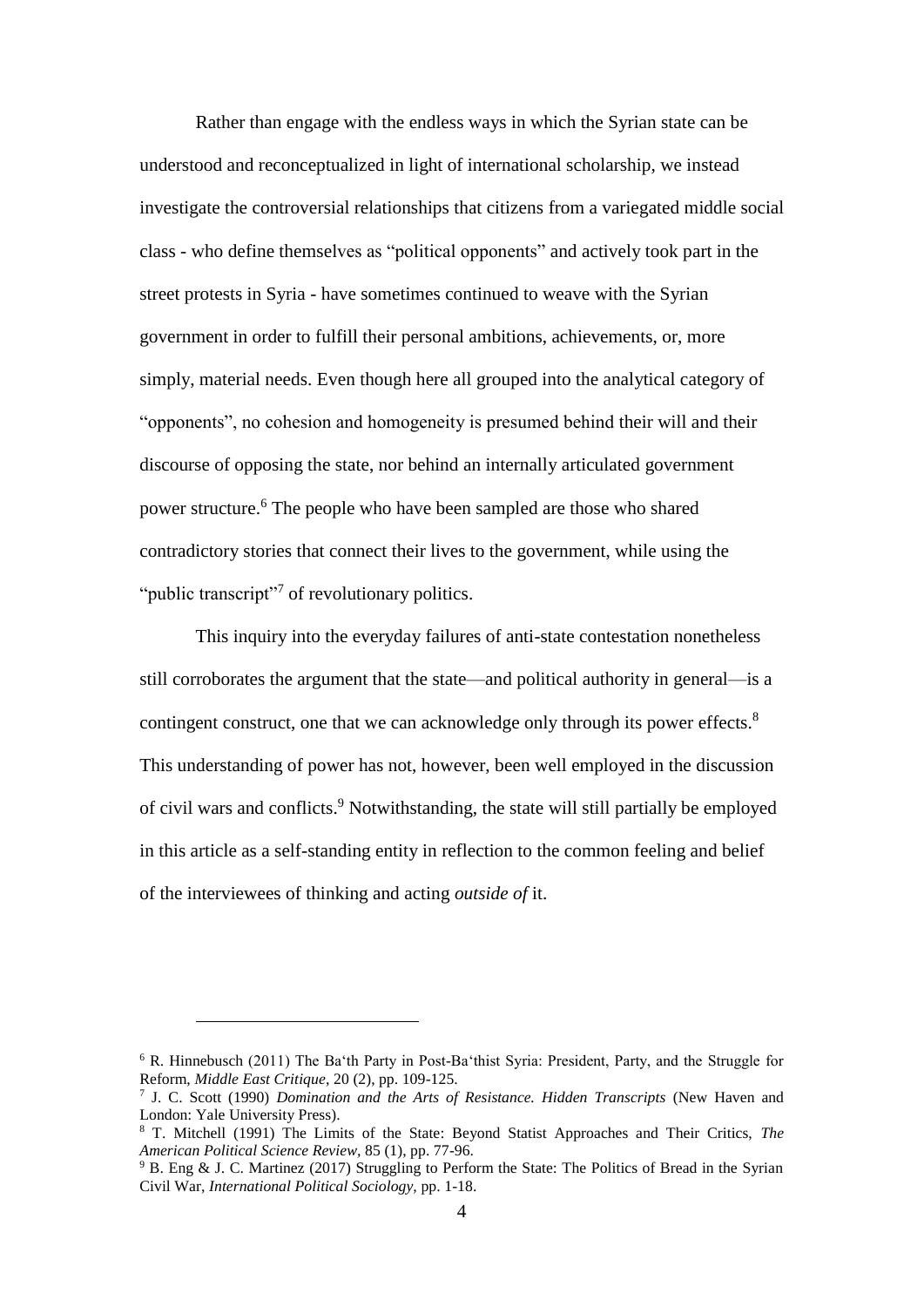Rather than engage with the endless ways in which the Syrian state can be understood and reconceptualized in light of international scholarship, we instead investigate the controversial relationships that citizens from a variegated middle social class - who define themselves as "political opponents" and actively took part in the street protests in Syria - have sometimes continued to weave with the Syrian government in order to fulfill their personal ambitions, achievements, or, more simply, material needs. Even though here all grouped into the analytical category of "opponents", no cohesion and homogeneity is presumed behind their will and their discourse of opposing the state, nor behind an internally articulated government power structure.[6] The people who have been sampled are those who shared contradictory stories that connect their lives to the government, while using the "public transcript"[7] of revolutionary politics.

This inquiry into the everyday failures of anti-state contestation nonetheless still corroborates the argument that the state—and political authority in general—is a contingent construct, one that we can acknowledge only through its power effects.[8] This understanding of power has not, however, been well employed in the discussion of civil wars and conflicts.[9] Notwithstanding, the state will still partially be employed in this article as a self-standing entity in reflection to the common feeling and belief of the interviewees of thinking and acting *outside of* it.

---

[6] R. Hinnebusch (2011) The Ba'th Party in Post-Ba'thist Syria: President, Party, and the Struggle for Reform, *Middle East Critique*, 20 (2), pp. 109-125.

[7] J. C. Scott (1990) *Domination and the Arts of Resistance. Hidden Transcripts* (New Haven and London: Yale University Press).

[8] T. Mitchell (1991) The Limits of the State: Beyond Statist Approaches and Their Critics, *The American Political Science Review*, 85 (1), pp. 77-96.

[9] B. Eng & J. C. Martinez (2017) Struggling to Perform the State: The Politics of Bread in the Syrian Civil War, *International Political Sociology*, pp. 1-18.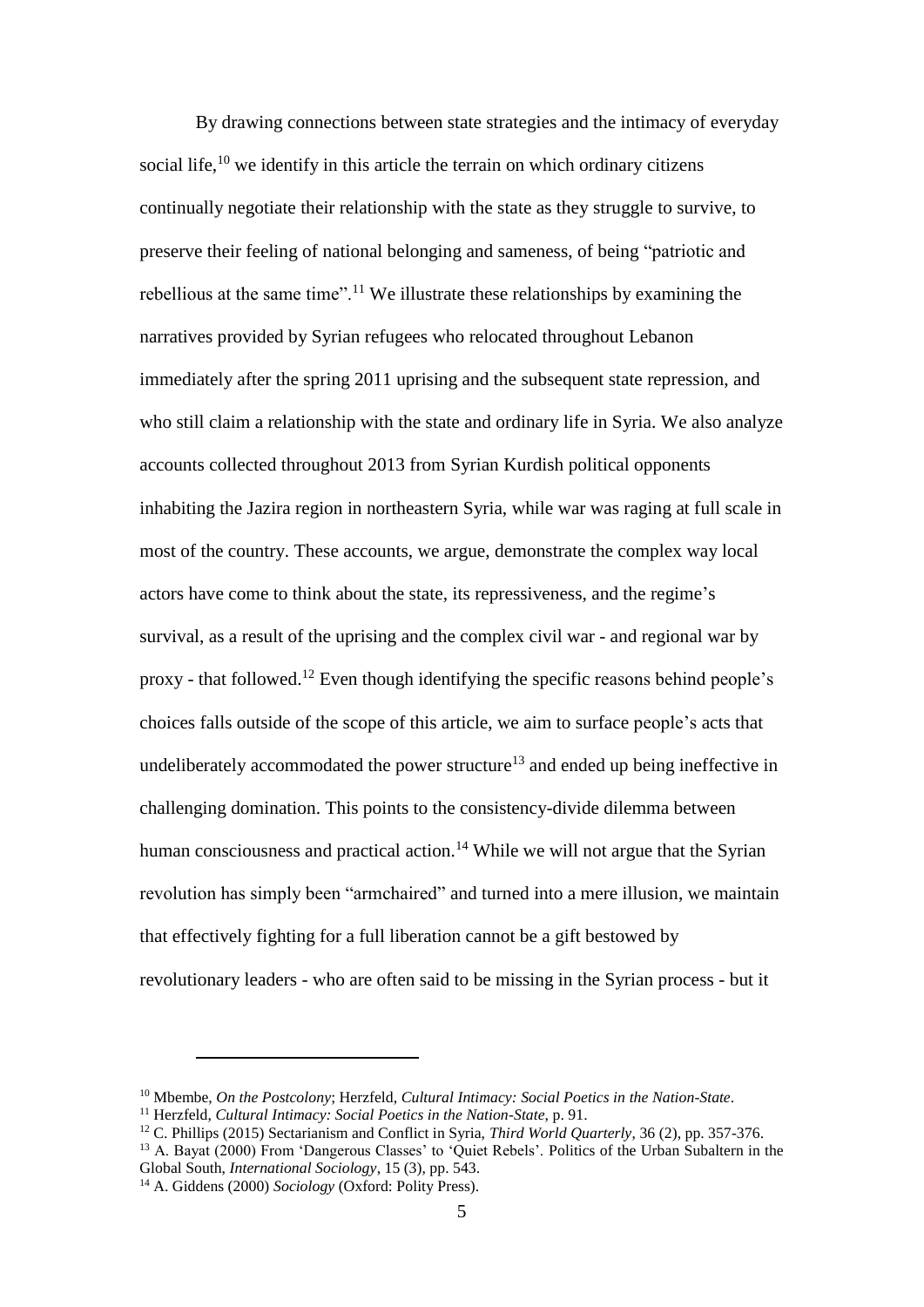By drawing connections between state strategies and the intimacy of everyday social life,[10] we identify in this article the terrain on which ordinary citizens continually negotiate their relationship with the state as they struggle to survive, to preserve their feeling of national belonging and sameness, of being "patriotic and rebellious at the same time".[11] We illustrate these relationships by examining the narratives provided by Syrian refugees who relocated throughout Lebanon immediately after the spring 2011 uprising and the subsequent state repression, and who still claim a relationship with the state and ordinary life in Syria. We also analyze accounts collected throughout 2013 from Syrian Kurdish political opponents inhabiting the Jazira region in northeastern Syria, while war was raging at full scale in most of the country. These accounts, we argue, demonstrate the complex way local actors have come to think about the state, its repressiveness, and the regime's survival, as a result of the uprising and the complex civil war - and regional war by proxy - that followed.[12] Even though identifying the specific reasons behind people's choices falls outside of the scope of this article, we aim to surface people's acts that undeliberately accommodated the power structure[13] and ended up being ineffective in challenging domination. This points to the consistency-divide dilemma between human consciousness and practical action.[14] While we will not argue that the Syrian revolution has simply been "armchaired" and turned into a mere illusion, we maintain that effectively fighting for a full liberation cannot be a gift bestowed by revolutionary leaders - who are often said to be missing in the Syrian process - but it

---

[10] Mbembe, *On the Postcolony*; Herzfeld, *Cultural Intimacy: Social Poetics in the Nation-State*.

[11] Herzfeld, *Cultural Intimacy: Social Poetics in the Nation-State*, p. 91.

[12] C. Phillips (2015) Sectarianism and Conflict in Syria, *Third World Quarterly*, 36 (2), pp. 357-376.

[13] A. Bayat (2000) From 'Dangerous Classes' to 'Quiet Rebels'. Politics of the Urban Subaltern in the Global South, *International Sociology*, 15 (3), pp. 543.

[14] A. Giddens (2000) *Sociology* (Oxford: Polity Press).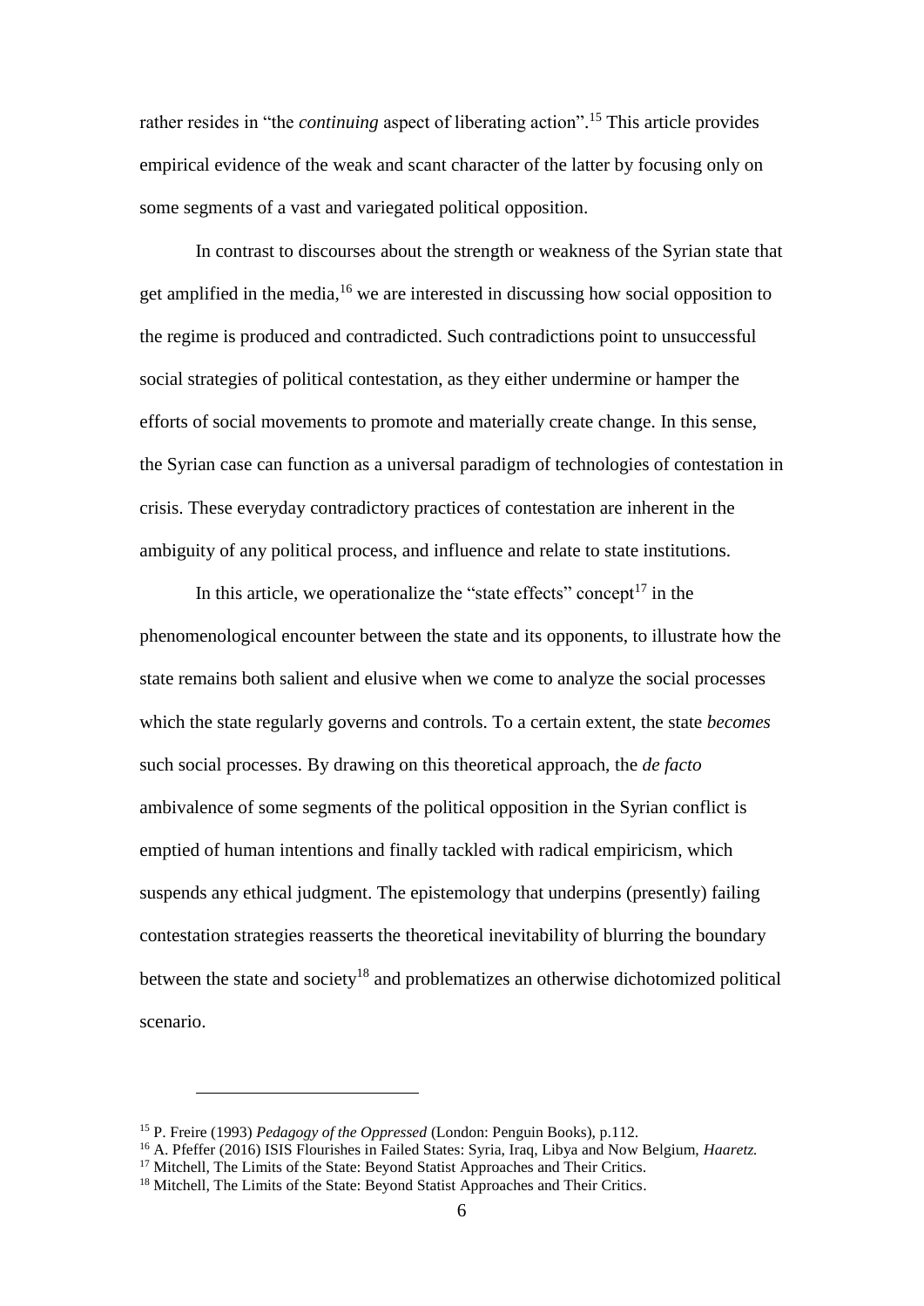rather resides in "the *continuing* aspect of liberating action".[15] This article provides empirical evidence of the weak and scant character of the latter by focusing only on some segments of a vast and variegated political opposition.

In contrast to discourses about the strength or weakness of the Syrian state that get amplified in the media,[16] we are interested in discussing how social opposition to the regime is produced and contradicted. Such contradictions point to unsuccessful social strategies of political contestation, as they either undermine or hamper the efforts of social movements to promote and materially create change. In this sense, the Syrian case can function as a universal paradigm of technologies of contestation in crisis. These everyday contradictory practices of contestation are inherent in the ambiguity of any political process, and influence and relate to state institutions.

In this article, we operationalize the "state effects" concept[17] in the phenomenological encounter between the state and its opponents, to illustrate how the state remains both salient and elusive when we come to analyze the social processes which the state regularly governs and controls. To a certain extent, the state *becomes* such social processes. By drawing on this theoretical approach, the *de facto* ambivalence of some segments of the political opposition in the Syrian conflict is emptied of human intentions and finally tackled with radical empiricism, which suspends any ethical judgment. The epistemology that underpins (presently) failing contestation strategies reasserts the theoretical inevitability of blurring the boundary between the state and society[18] and problematizes an otherwise dichotomized political scenario.

---

[15] P. Freire (1993) *Pedagogy of the Oppressed* (London: Penguin Books), p.112.

[16] A. Pfeffer (2016) ISIS Flourishes in Failed States: Syria, Iraq, Libya and Now Belgium, *Haaretz.*

[17] Mitchell, The Limits of the State: Beyond Statist Approaches and Their Critics.

[18] Mitchell, The Limits of the State: Beyond Statist Approaches and Their Critics.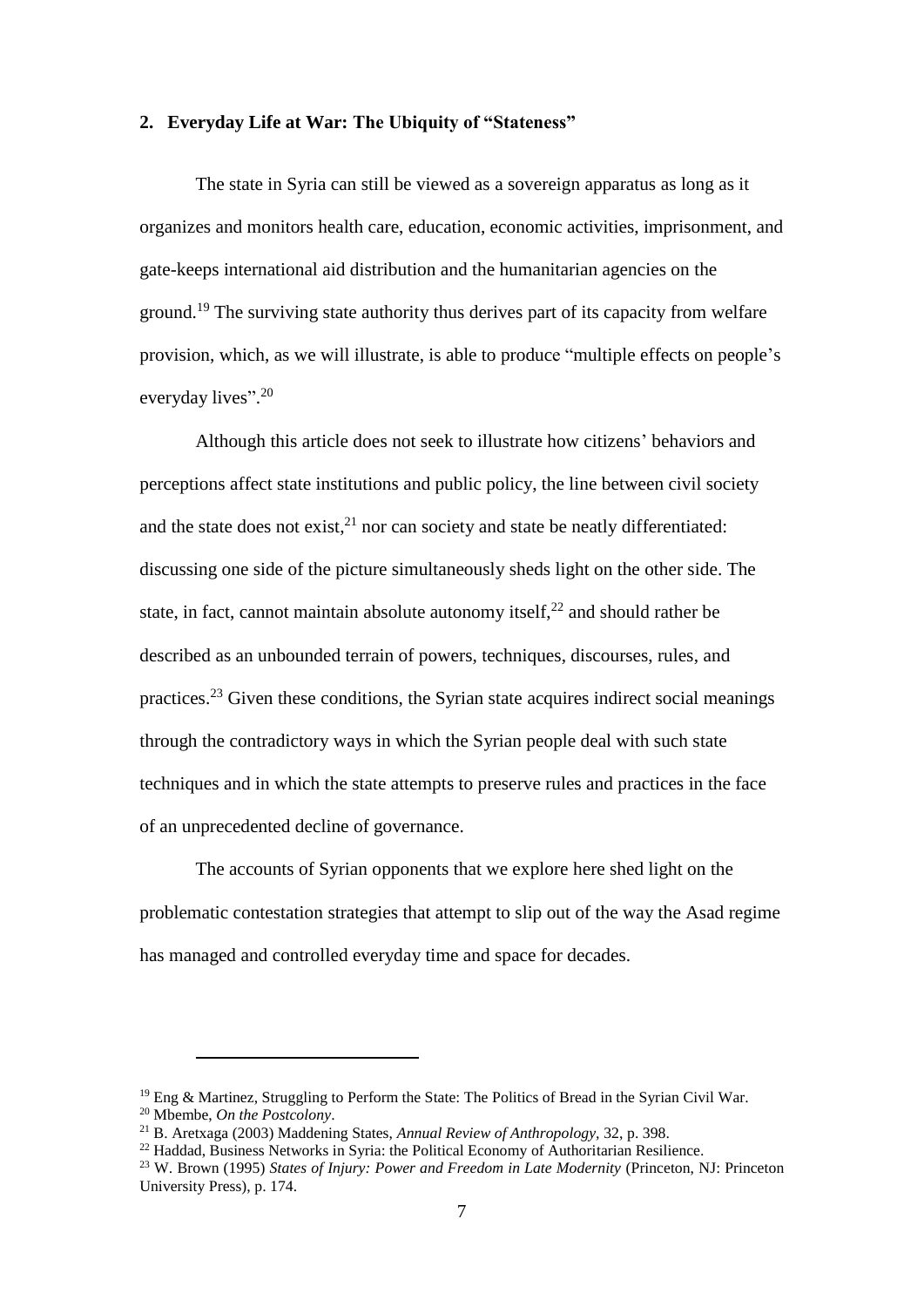## 2. Everyday Life at War: The Ubiquity of "Stateness"

The state in Syria can still be viewed as a sovereign apparatus as long as it organizes and monitors health care, education, economic activities, imprisonment, and gate-keeps international aid distribution and the humanitarian agencies on the ground.[19] The surviving state authority thus derives part of its capacity from welfare provision, which, as we will illustrate, is able to produce "multiple effects on people's everyday lives".[20]

Although this article does not seek to illustrate how citizens' behaviors and perceptions affect state institutions and public policy, the line between civil society and the state does not exist,[21] nor can society and state be neatly differentiated: discussing one side of the picture simultaneously sheds light on the other side. The state, in fact, cannot maintain absolute autonomy itself,[22] and should rather be described as an unbounded terrain of powers, techniques, discourses, rules, and practices.[23] Given these conditions, the Syrian state acquires indirect social meanings through the contradictory ways in which the Syrian people deal with such state techniques and in which the state attempts to preserve rules and practices in the face of an unprecedented decline of governance.

The accounts of Syrian opponents that we explore here shed light on the problematic contestation strategies that attempt to slip out of the way the Asad regime has managed and controlled everyday time and space for decades.

---

[19] Eng & Martinez, Struggling to Perform the State: The Politics of Bread in the Syrian Civil War.

[20] Mbembe, *On the Postcolony*.

[21] B. Aretxaga (2003) Maddening States, *Annual Review of Anthropology*, 32, p. 398.

[22] Haddad, Business Networks in Syria: the Political Economy of Authoritarian Resilience.

[23] W. Brown (1995) *States of Injury: Power and Freedom in Late Modernity* (Princeton, NJ: Princeton University Press), p. 174.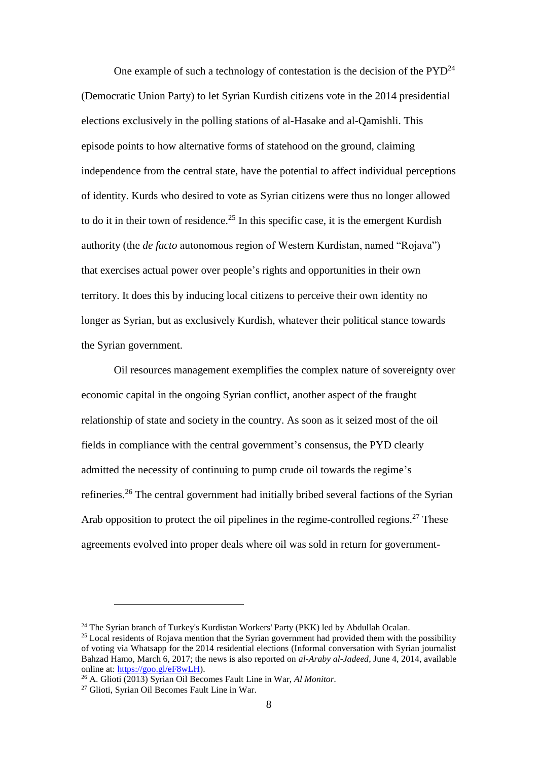One example of such a technology of contestation is the decision of the PYD[24] (Democratic Union Party) to let Syrian Kurdish citizens vote in the 2014 presidential elections exclusively in the polling stations of al-Hasake and al-Qamishli. This episode points to how alternative forms of statehood on the ground, claiming independence from the central state, have the potential to affect individual perceptions of identity. Kurds who desired to vote as Syrian citizens were thus no longer allowed to do it in their town of residence.[25] In this specific case, it is the emergent Kurdish authority (the *de facto* autonomous region of Western Kurdistan, named "Rojava") that exercises actual power over people's rights and opportunities in their own territory. It does this by inducing local citizens to perceive their own identity no longer as Syrian, but as exclusively Kurdish, whatever their political stance towards the Syrian government.

Oil resources management exemplifies the complex nature of sovereignty over economic capital in the ongoing Syrian conflict, another aspect of the fraught relationship of state and society in the country. As soon as it seized most of the oil fields in compliance with the central government's consensus, the PYD clearly admitted the necessity of continuing to pump crude oil towards the regime's refineries.[26] The central government had initially bribed several factions of the Syrian Arab opposition to protect the oil pipelines in the regime-controlled regions.[27] These agreements evolved into proper deals where oil was sold in return for government-

---

[24] The Syrian branch of Turkey's Kurdistan Workers' Party (PKK) led by Abdullah Ocalan.

[25] Local residents of Rojava mention that the Syrian government had provided them with the possibility of voting via Whatsapp for the 2014 residential elections (Informal conversation with Syrian journalist Bahzad Hamo, March 6, 2017; the news is also reported on *al-Araby al-Jadeed*, June 4, 2014, available online at: https://goo.gl/eF8wLH).

[26] A. Glioti (2013) Syrian Oil Becomes Fault Line in War, *Al Monitor*.

[27] Glioti, Syrian Oil Becomes Fault Line in War.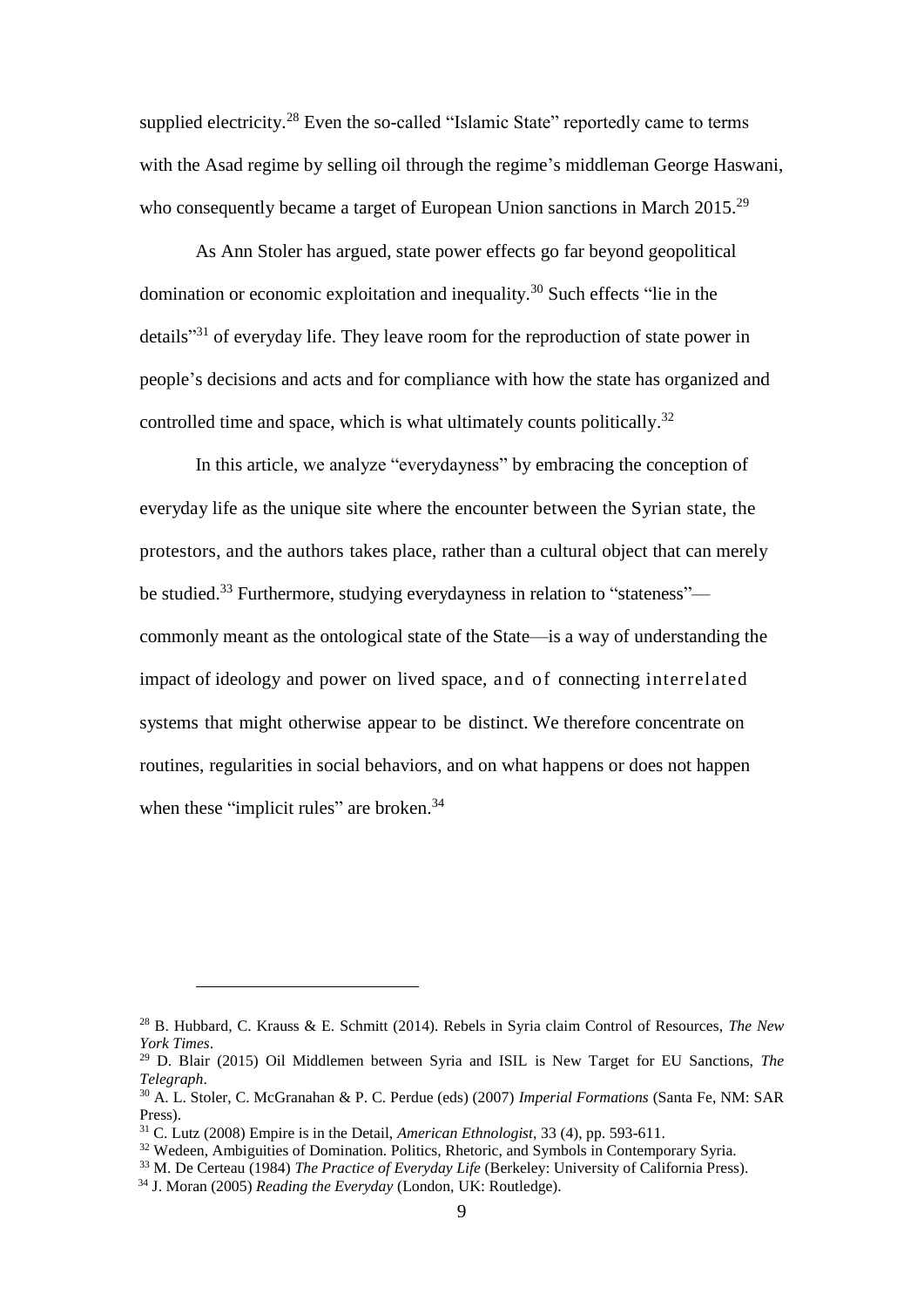supplied electricity.[28] Even the so-called "Islamic State" reportedly came to terms with the Asad regime by selling oil through the regime's middleman George Haswani, who consequently became a target of European Union sanctions in March 2015.[29]

As Ann Stoler has argued, state power effects go far beyond geopolitical domination or economic exploitation and inequality.[30] Such effects "lie in the details"[31] of everyday life. They leave room for the reproduction of state power in people's decisions and acts and for compliance with how the state has organized and controlled time and space, which is what ultimately counts politically.[32]

In this article, we analyze "everydayness" by embracing the conception of everyday life as the unique site where the encounter between the Syrian state, the protestors, and the authors takes place, rather than a cultural object that can merely be studied.[33] Furthermore, studying everydayness in relation to "stateness"—commonly meant as the ontological state of the State—is a way of understanding the impact of ideology and power on lived space, and of connecting interrelated systems that might otherwise appear to be distinct. We therefore concentrate on routines, regularities in social behaviors, and on what happens or does not happen when these "implicit rules" are broken.[34]

---

[28] B. Hubbard, C. Krauss & E. Schmitt (2014). Rebels in Syria claim Control of Resources, *The New York Times*.

[29] D. Blair (2015) Oil Middlemen between Syria and ISIL is New Target for EU Sanctions, *The Telegraph*.

[30] A. L. Stoler, C. McGranahan & P. C. Perdue (eds) (2007) *Imperial Formations* (Santa Fe, NM: SAR Press).

[31] C. Lutz (2008) Empire is in the Detail, *American Ethnologist*, 33 (4), pp. 593-611.

[32] Wedeen, Ambiguities of Domination. Politics, Rhetoric, and Symbols in Contemporary Syria.

[33] M. De Certeau (1984) *The Practice of Everyday Life* (Berkeley: University of California Press).

[34] J. Moran (2005) *Reading the Everyday* (London, UK: Routledge).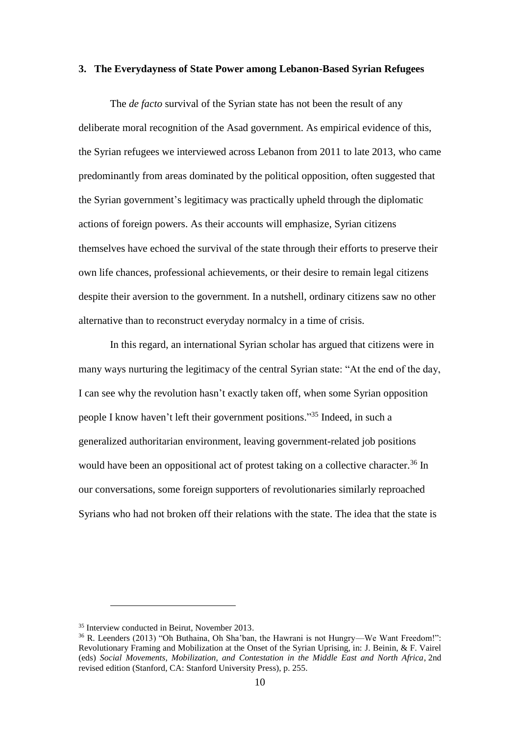## 3. The Everydayness of State Power among Lebanon-Based Syrian Refugees

The *de facto* survival of the Syrian state has not been the result of any deliberate moral recognition of the Asad government. As empirical evidence of this, the Syrian refugees we interviewed across Lebanon from 2011 to late 2013, who came predominantly from areas dominated by the political opposition, often suggested that the Syrian government's legitimacy was practically upheld through the diplomatic actions of foreign powers. As their accounts will emphasize, Syrian citizens themselves have echoed the survival of the state through their efforts to preserve their own life chances, professional achievements, or their desire to remain legal citizens despite their aversion to the government. In a nutshell, ordinary citizens saw no other alternative than to reconstruct everyday normalcy in a time of crisis.

In this regard, an international Syrian scholar has argued that citizens were in many ways nurturing the legitimacy of the central Syrian state: "At the end of the day, I can see why the revolution hasn't exactly taken off, when some Syrian opposition people I know haven't left their government positions."[35] Indeed, in such a generalized authoritarian environment, leaving government-related job positions would have been an oppositional act of protest taking on a collective character.[36] In our conversations, some foreign supporters of revolutionaries similarly reproached Syrians who had not broken off their relations with the state. The idea that the state is

---

[35] Interview conducted in Beirut, November 2013.

[36] R. Leenders (2013) "Oh Buthaina, Oh Sha'ban, the Hawrani is not Hungry—We Want Freedom!": Revolutionary Framing and Mobilization at the Onset of the Syrian Uprising, in: J. Beinin, & F. Vairel (eds) *Social Movements, Mobilization, and Contestation in the Middle East and North Africa*, 2nd revised edition (Stanford, CA: Stanford University Press), p. 255.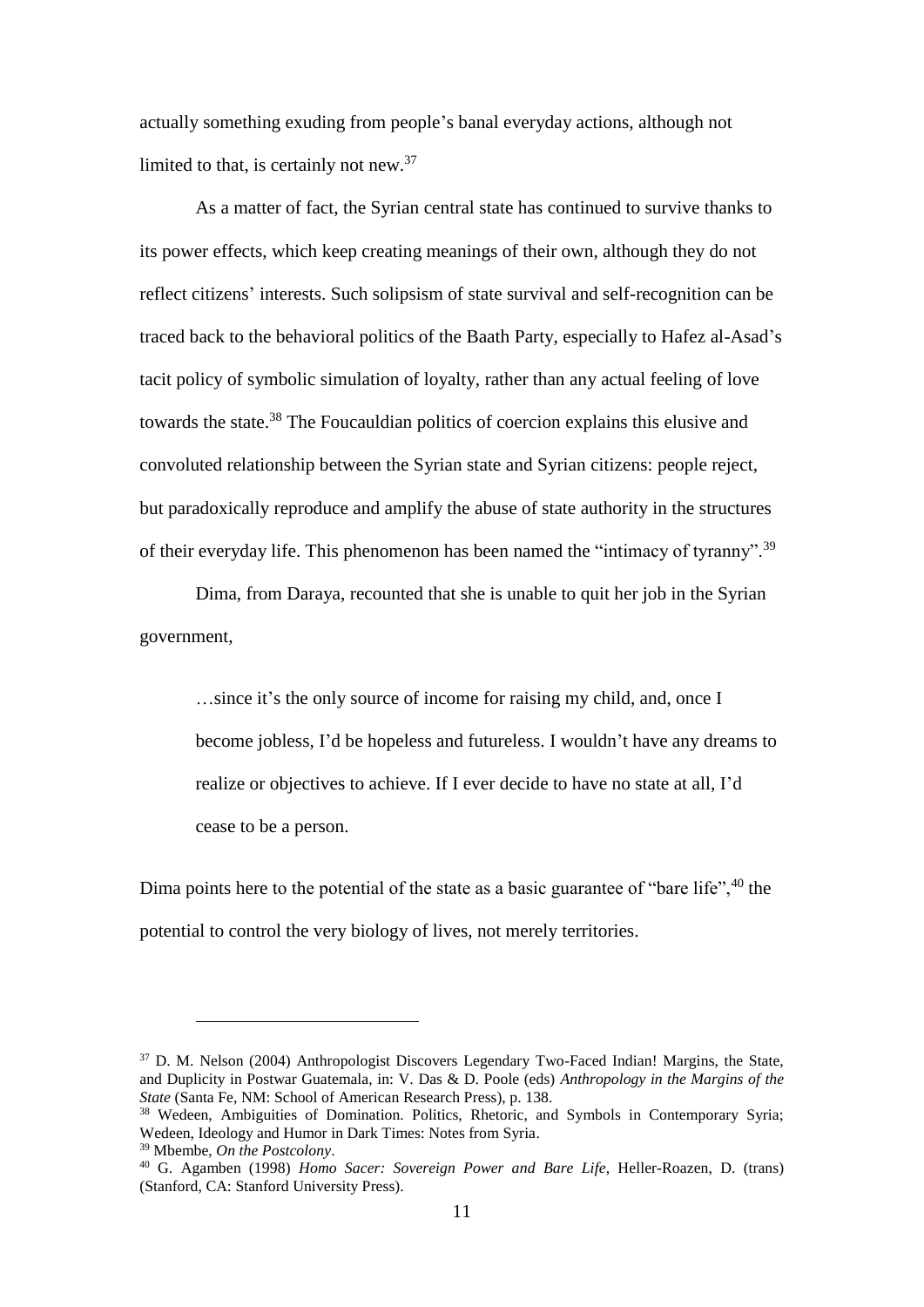actually something exuding from people's banal everyday actions, although not limited to that, is certainly not new.[37]

As a matter of fact, the Syrian central state has continued to survive thanks to its power effects, which keep creating meanings of their own, although they do not reflect citizens' interests. Such solipsism of state survival and self-recognition can be traced back to the behavioral politics of the Baath Party, especially to Hafez al-Asad's tacit policy of symbolic simulation of loyalty, rather than any actual feeling of love towards the state.[38] The Foucauldian politics of coercion explains this elusive and convoluted relationship between the Syrian state and Syrian citizens: people reject, but paradoxically reproduce and amplify the abuse of state authority in the structures of their everyday life. This phenomenon has been named the "intimacy of tyranny".[39]

Dima, from Daraya, recounted that she is unable to quit her job in the Syrian government,

> …since it's the only source of income for raising my child, and, once I become jobless, I'd be hopeless and futureless. I wouldn't have any dreams to realize or objectives to achieve. If I ever decide to have no state at all, I'd cease to be a person.

Dima points here to the potential of the state as a basic guarantee of "bare life",[40] the potential to control the very biology of lives, not merely territories.

---

[37] D. M. Nelson (2004) Anthropologist Discovers Legendary Two-Faced Indian! Margins, the State, and Duplicity in Postwar Guatemala, in: V. Das & D. Poole (eds) *Anthropology in the Margins of the State* (Santa Fe, NM: School of American Research Press), p. 138.

[38] Wedeen, Ambiguities of Domination. Politics, Rhetoric, and Symbols in Contemporary Syria; Wedeen, Ideology and Humor in Dark Times: Notes from Syria.

[39] Mbembe, *On the Postcolony*.

[40] G. Agamben (1998) *Homo Sacer: Sovereign Power and Bare Life*, Heller-Roazen, D. (trans) (Stanford, CA: Stanford University Press).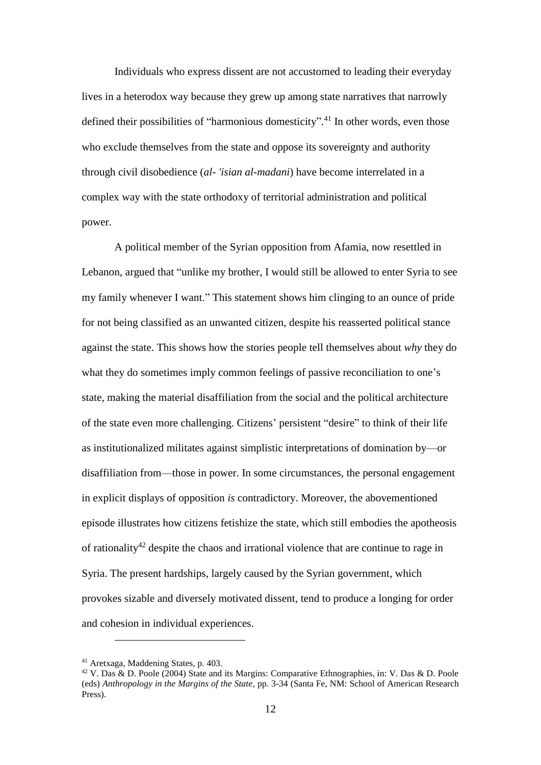Individuals who express dissent are not accustomed to leading their everyday lives in a heterodox way because they grew up among state narratives that narrowly defined their possibilities of "harmonious domesticity".[41] In other words, even those who exclude themselves from the state and oppose its sovereignty and authority through civil disobedience (*al- 'isian al-madani*) have become interrelated in a complex way with the state orthodoxy of territorial administration and political power.

A political member of the Syrian opposition from Afamia, now resettled in Lebanon, argued that "unlike my brother, I would still be allowed to enter Syria to see my family whenever I want." This statement shows him clinging to an ounce of pride for not being classified as an unwanted citizen, despite his reasserted political stance against the state. This shows how the stories people tell themselves about *why* they do what they do sometimes imply common feelings of passive reconciliation to one's state, making the material disaffiliation from the social and the political architecture of the state even more challenging. Citizens' persistent "desire" to think of their life as institutionalized militates against simplistic interpretations of domination by—or disaffiliation from—those in power. In some circumstances, the personal engagement in explicit displays of opposition *is* contradictory. Moreover, the abovementioned episode illustrates how citizens fetishize the state, which still embodies the apotheosis of rationality[42] despite the chaos and irrational violence that are continue to rage in Syria. The present hardships, largely caused by the Syrian government, which provokes sizable and diversely motivated dissent, tend to produce a longing for order and cohesion in individual experiences.

---

[41] Aretxaga, Maddening States, p. 403.

[42] V. Das & D. Poole (2004) State and its Margins: Comparative Ethnographies, in: V. Das & D. Poole (eds) *Anthropology in the Margins of the State*, pp. 3-34 (Santa Fe, NM: School of American Research Press).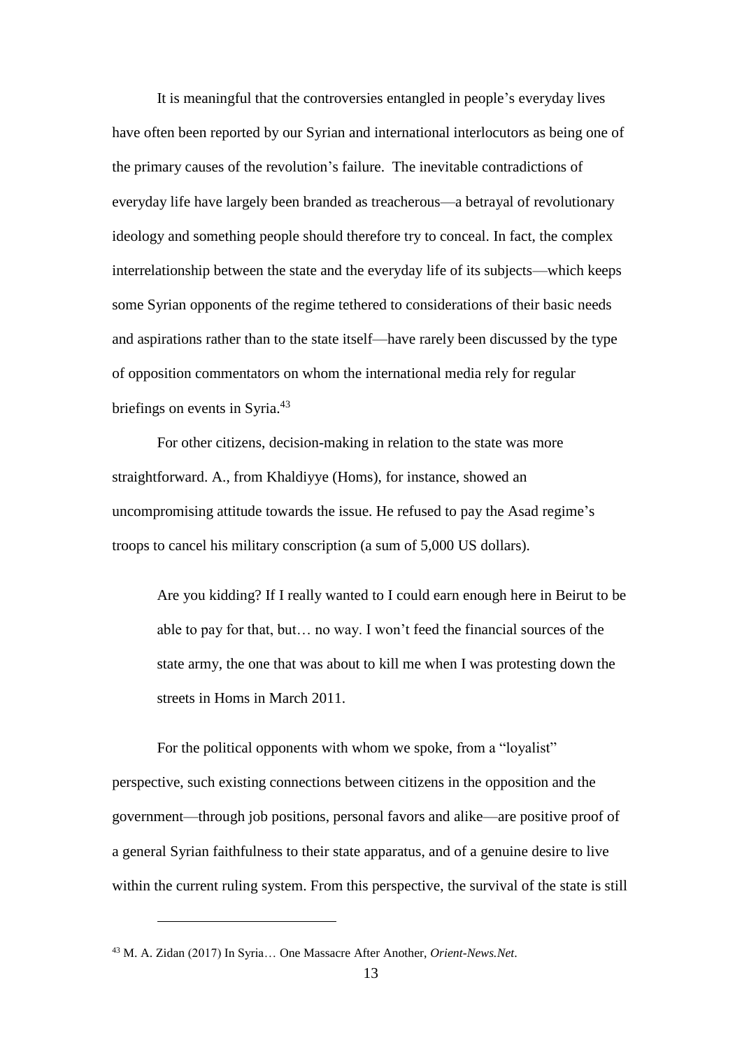It is meaningful that the controversies entangled in people's everyday lives have often been reported by our Syrian and international interlocutors as being one of the primary causes of the revolution's failure. The inevitable contradictions of everyday life have largely been branded as treacherous—a betrayal of revolutionary ideology and something people should therefore try to conceal. In fact, the complex interrelationship between the state and the everyday life of its subjects—which keeps some Syrian opponents of the regime tethered to considerations of their basic needs and aspirations rather than to the state itself—have rarely been discussed by the type of opposition commentators on whom the international media rely for regular briefings on events in Syria.[43]

For other citizens, decision-making in relation to the state was more straightforward. A., from Khaldiyye (Homs), for instance, showed an uncompromising attitude towards the issue. He refused to pay the Asad regime's troops to cancel his military conscription (a sum of 5,000 US dollars).

> Are you kidding? If I really wanted to I could earn enough here in Beirut to be able to pay for that, but… no way. I won't feed the financial sources of the state army, the one that was about to kill me when I was protesting down the streets in Homs in March 2011.

For the political opponents with whom we spoke, from a "loyalist" perspective, such existing connections between citizens in the opposition and the government—through job positions, personal favors and alike—are positive proof of a general Syrian faithfulness to their state apparatus, and of a genuine desire to live within the current ruling system. From this perspective, the survival of the state is still

[43] M. A. Zidan (2017) In Syria… One Massacre After Another, *Orient-News.Net*.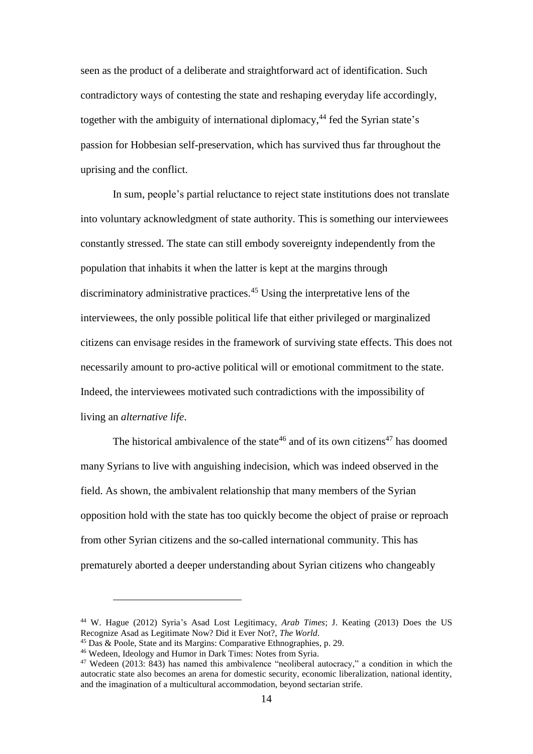seen as the product of a deliberate and straightforward act of identification. Such contradictory ways of contesting the state and reshaping everyday life accordingly, together with the ambiguity of international diplomacy,[44] fed the Syrian state's passion for Hobbesian self-preservation, which has survived thus far throughout the uprising and the conflict.

In sum, people's partial reluctance to reject state institutions does not translate into voluntary acknowledgment of state authority. This is something our interviewees constantly stressed. The state can still embody sovereignty independently from the population that inhabits it when the latter is kept at the margins through discriminatory administrative practices.[45] Using the interpretative lens of the interviewees, the only possible political life that either privileged or marginalized citizens can envisage resides in the framework of surviving state effects. This does not necessarily amount to pro-active political will or emotional commitment to the state. Indeed, the interviewees motivated such contradictions with the impossibility of living an *alternative life*.

The historical ambivalence of the state[46] and of its own citizens[47] has doomed many Syrians to live with anguishing indecision, which was indeed observed in the field. As shown, the ambivalent relationship that many members of the Syrian opposition hold with the state has too quickly become the object of praise or reproach from other Syrian citizens and the so-called international community. This has prematurely aborted a deeper understanding about Syrian citizens who changeably

---

[44] W. Hague (2012) Syria's Asad Lost Legitimacy, *Arab Times*; J. Keating (2013) Does the US Recognize Asad as Legitimate Now? Did it Ever Not?, *The World*.

[45] Das & Poole, State and its Margins: Comparative Ethnographies, p. 29.

[46] Wedeen, Ideology and Humor in Dark Times: Notes from Syria.

[47] Wedeen (2013: 843) has named this ambivalence "neoliberal autocracy," a condition in which the autocratic state also becomes an arena for domestic security, economic liberalization, national identity, and the imagination of a multicultural accommodation, beyond sectarian strife.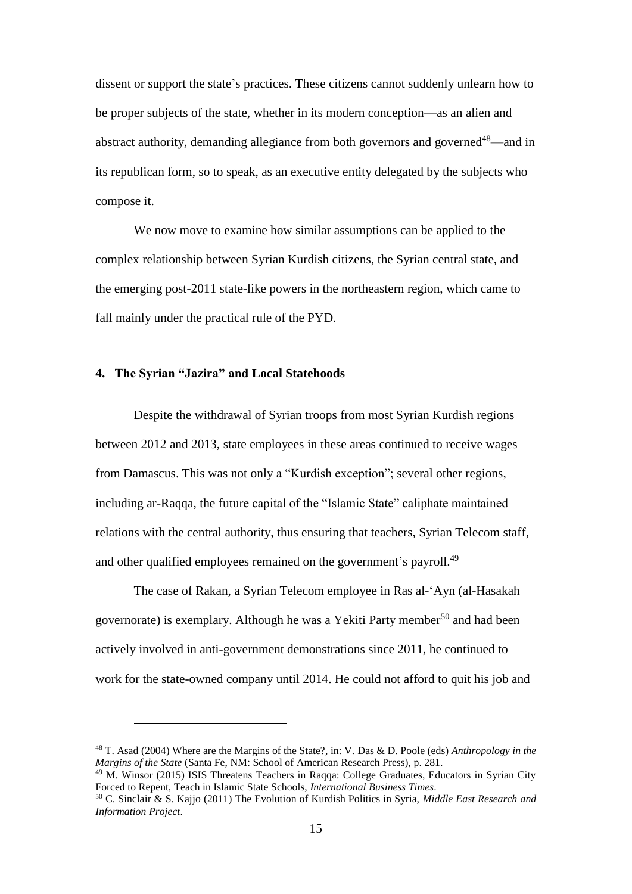dissent or support the state's practices. These citizens cannot suddenly unlearn how to be proper subjects of the state, whether in its modern conception—as an alien and abstract authority, demanding allegiance from both governors and governed[48]—and in its republican form, so to speak, as an executive entity delegated by the subjects who compose it.

We now move to examine how similar assumptions can be applied to the complex relationship between Syrian Kurdish citizens, the Syrian central state, and the emerging post-2011 state-like powers in the northeastern region, which came to fall mainly under the practical rule of the PYD.

## 4. The Syrian "Jazira" and Local Statehoods

Despite the withdrawal of Syrian troops from most Syrian Kurdish regions between 2012 and 2013, state employees in these areas continued to receive wages from Damascus. This was not only a "Kurdish exception"; several other regions, including ar-Raqqa, the future capital of the "Islamic State" caliphate maintained relations with the central authority, thus ensuring that teachers, Syrian Telecom staff, and other qualified employees remained on the government's payroll.[49]

The case of Rakan, a Syrian Telecom employee in Ras al-'Ayn (al-Hasakah governorate) is exemplary. Although he was a Yekiti Party member[50] and had been actively involved in anti-government demonstrations since 2011, he continued to work for the state-owned company until 2014. He could not afford to quit his job and

---

[48] T. Asad (2004) Where are the Margins of the State?, in: V. Das & D. Poole (eds) *Anthropology in the Margins of the State* (Santa Fe, NM: School of American Research Press), p. 281.

[49] M. Winsor (2015) ISIS Threatens Teachers in Raqqa: College Graduates, Educators in Syrian City Forced to Repent, Teach in Islamic State Schools, *International Business Times*.

[50] C. Sinclair & S. Kajjo (2011) The Evolution of Kurdish Politics in Syria, *Middle East Research and Information Project*.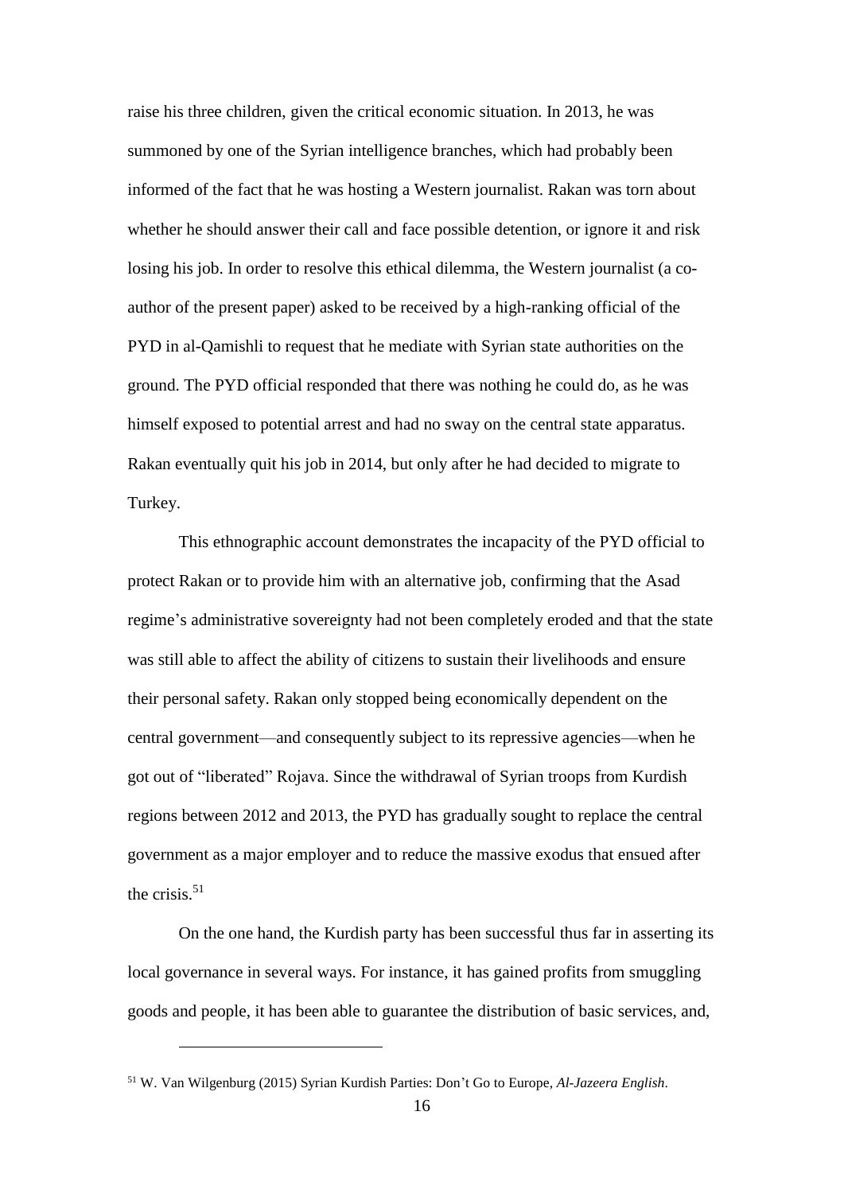raise his three children, given the critical economic situation. In 2013, he was summoned by one of the Syrian intelligence branches, which had probably been informed of the fact that he was hosting a Western journalist. Rakan was torn about whether he should answer their call and face possible detention, or ignore it and risk losing his job. In order to resolve this ethical dilemma, the Western journalist (a co-author of the present paper) asked to be received by a high-ranking official of the PYD in al-Qamishli to request that he mediate with Syrian state authorities on the ground. The PYD official responded that there was nothing he could do, as he was himself exposed to potential arrest and had no sway on the central state apparatus. Rakan eventually quit his job in 2014, but only after he had decided to migrate to Turkey.

This ethnographic account demonstrates the incapacity of the PYD official to protect Rakan or to provide him with an alternative job, confirming that the Asad regime's administrative sovereignty had not been completely eroded and that the state was still able to affect the ability of citizens to sustain their livelihoods and ensure their personal safety. Rakan only stopped being economically dependent on the central government—and consequently subject to its repressive agencies—when he got out of "liberated" Rojava. Since the withdrawal of Syrian troops from Kurdish regions between 2012 and 2013, the PYD has gradually sought to replace the central government as a major employer and to reduce the massive exodus that ensued after the crisis.[51]

On the one hand, the Kurdish party has been successful thus far in asserting its local governance in several ways. For instance, it has gained profits from smuggling goods and people, it has been able to guarantee the distribution of basic services, and,

---

[51] W. Van Wilgenburg (2015) Syrian Kurdish Parties: Don't Go to Europe, *Al-Jazeera English*.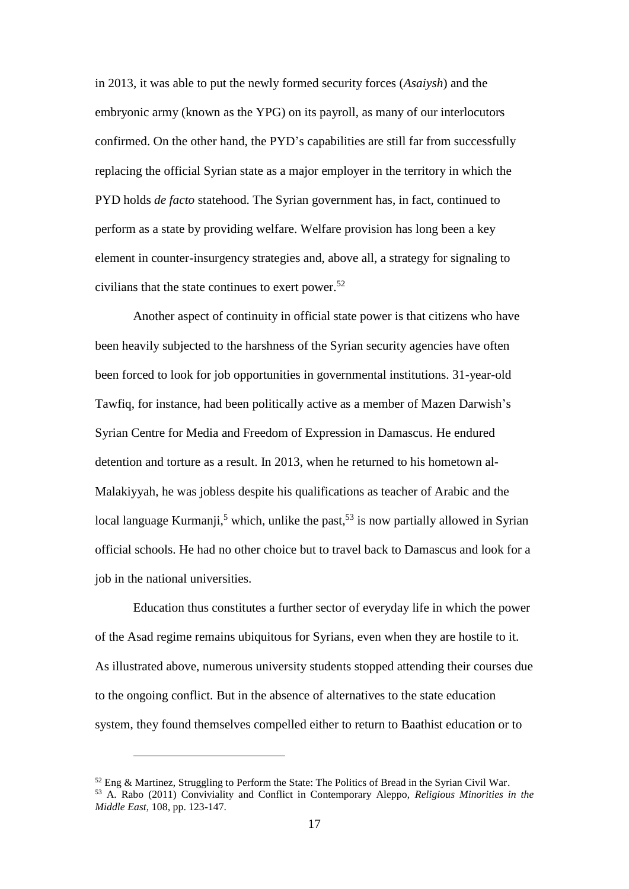in 2013, it was able to put the newly formed security forces (*Asaiysh*) and the embryonic army (known as the YPG) on its payroll, as many of our interlocutors confirmed. On the other hand, the PYD's capabilities are still far from successfully replacing the official Syrian state as a major employer in the territory in which the PYD holds *de facto* statehood. The Syrian government has, in fact, continued to perform as a state by providing welfare. Welfare provision has long been a key element in counter-insurgency strategies and, above all, a strategy for signaling to civilians that the state continues to exert power.[52]

Another aspect of continuity in official state power is that citizens who have been heavily subjected to the harshness of the Syrian security agencies have often been forced to look for job opportunities in governmental institutions. 31-year-old Tawfiq, for instance, had been politically active as a member of Mazen Darwish's Syrian Centre for Media and Freedom of Expression in Damascus. He endured detention and torture as a result. In 2013, when he returned to his hometown al-Malakiyyah, he was jobless despite his qualifications as teacher of Arabic and the local language Kurmanji,[5] which, unlike the past,[53] is now partially allowed in Syrian official schools. He had no other choice but to travel back to Damascus and look for a job in the national universities.

Education thus constitutes a further sector of everyday life in which the power of the Asad regime remains ubiquitous for Syrians, even when they are hostile to it. As illustrated above, numerous university students stopped attending their courses due to the ongoing conflict. But in the absence of alternatives to the state education system, they found themselves compelled either to return to Baathist education or to

---

[52] Eng & Martinez, Struggling to Perform the State: The Politics of Bread in the Syrian Civil War.

[53] A. Rabo (2011) Conviviality and Conflict in Contemporary Aleppo, *Religious Minorities in the Middle East*, 108, pp. 123-147.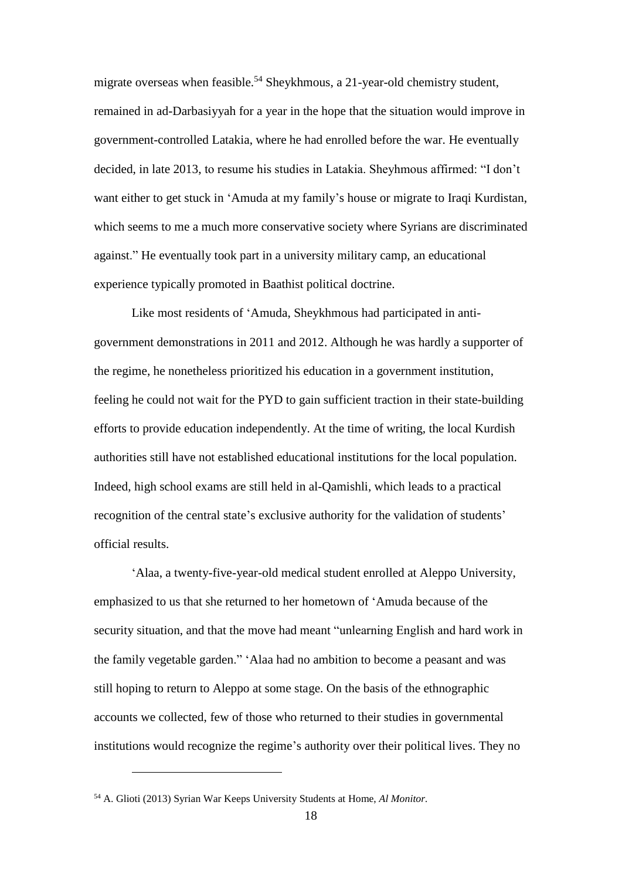migrate overseas when feasible.[54] Sheykhmous, a 21-year-old chemistry student, remained in ad-Darbasiyyah for a year in the hope that the situation would improve in government-controlled Latakia, where he had enrolled before the war. He eventually decided, in late 2013, to resume his studies in Latakia. Sheyhmous affirmed: "I don't want either to get stuck in 'Amuda at my family's house or migrate to Iraqi Kurdistan, which seems to me a much more conservative society where Syrians are discriminated against." He eventually took part in a university military camp, an educational experience typically promoted in Baathist political doctrine.

Like most residents of 'Amuda, Sheykhmous had participated in anti-government demonstrations in 2011 and 2012. Although he was hardly a supporter of the regime, he nonetheless prioritized his education in a government institution, feeling he could not wait for the PYD to gain sufficient traction in their state-building efforts to provide education independently. At the time of writing, the local Kurdish authorities still have not established educational institutions for the local population. Indeed, high school exams are still held in al-Qamishli, which leads to a practical recognition of the central state's exclusive authority for the validation of students' official results.

'Alaa, a twenty-five-year-old medical student enrolled at Aleppo University, emphasized to us that she returned to her hometown of 'Amuda because of the security situation, and that the move had meant "unlearning English and hard work in the family vegetable garden." 'Alaa had no ambition to become a peasant and was still hoping to return to Aleppo at some stage. On the basis of the ethnographic accounts we collected, few of those who returned to their studies in governmental institutions would recognize the regime's authority over their political lives. They no

---

[54] A. Glioti (2013) Syrian War Keeps University Students at Home, *Al Monitor*.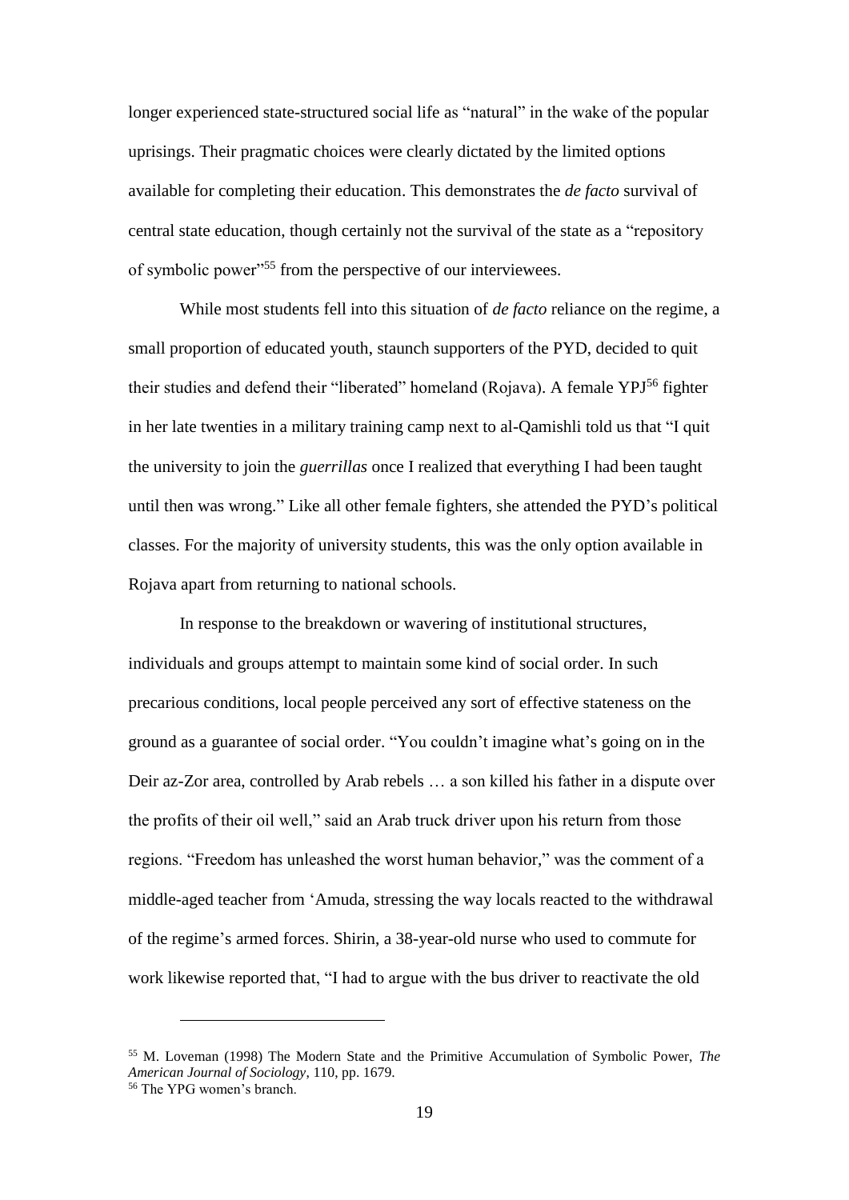longer experienced state-structured social life as "natural" in the wake of the popular uprisings. Their pragmatic choices were clearly dictated by the limited options available for completing their education. This demonstrates the *de facto* survival of central state education, though certainly not the survival of the state as a "repository of symbolic power"[55] from the perspective of our interviewees.

While most students fell into this situation of *de facto* reliance on the regime, a small proportion of educated youth, staunch supporters of the PYD, decided to quit their studies and defend their "liberated" homeland (Rojava). A female YPJ[56] fighter in her late twenties in a military training camp next to al-Qamishli told us that "I quit the university to join the *guerrillas* once I realized that everything I had been taught until then was wrong." Like all other female fighters, she attended the PYD's political classes. For the majority of university students, this was the only option available in Rojava apart from returning to national schools.

In response to the breakdown or wavering of institutional structures, individuals and groups attempt to maintain some kind of social order. In such precarious conditions, local people perceived any sort of effective stateness on the ground as a guarantee of social order. "You couldn't imagine what's going on in the Deir az-Zor area, controlled by Arab rebels … a son killed his father in a dispute over the profits of their oil well," said an Arab truck driver upon his return from those regions. "Freedom has unleashed the worst human behavior," was the comment of a middle-aged teacher from 'Amuda, stressing the way locals reacted to the withdrawal of the regime's armed forces. Shirin, a 38-year-old nurse who used to commute for work likewise reported that, "I had to argue with the bus driver to reactivate the old

---

[55] M. Loveman (1998) The Modern State and the Primitive Accumulation of Symbolic Power, *The American Journal of Sociology*, 110, pp. 1679.

[56] The YPG women's branch.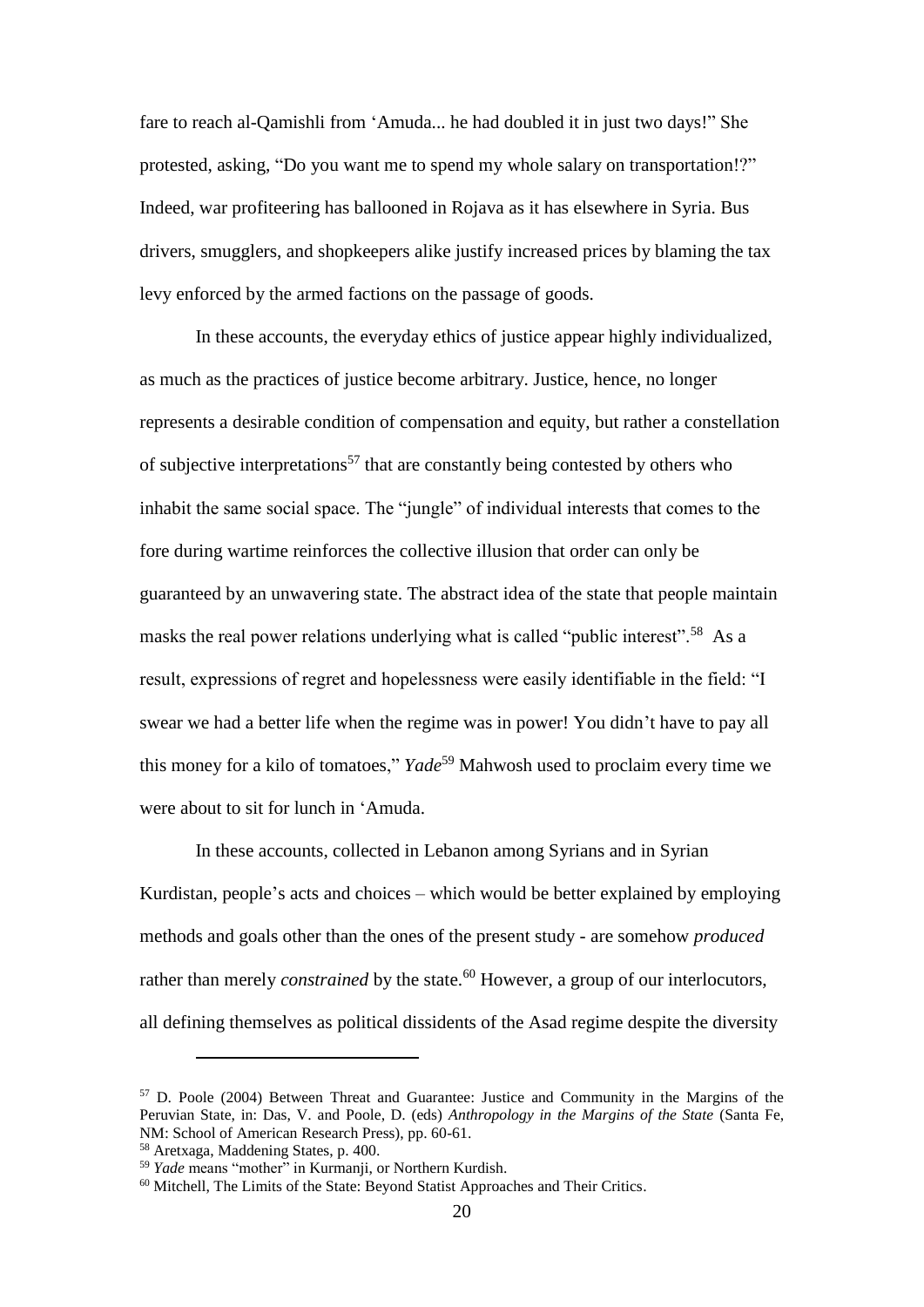fare to reach al-Qamishli from ‘Amuda... he had doubled it in just two days!” She protested, asking, “Do you want me to spend my whole salary on transportation!?” Indeed, war profiteering has ballooned in Rojava as it has elsewhere in Syria. Bus drivers, smugglers, and shopkeepers alike justify increased prices by blaming the tax levy enforced by the armed factions on the passage of goods.

In these accounts, the everyday ethics of justice appear highly individualized, as much as the practices of justice become arbitrary. Justice, hence, no longer represents a desirable condition of compensation and equity, but rather a constellation of subjective interpretations[57] that are constantly being contested by others who inhabit the same social space. The “jungle” of individual interests that comes to the fore during wartime reinforces the collective illusion that order can only be guaranteed by an unwavering state. The abstract idea of the state that people maintain masks the real power relations underlying what is called “public interest”.[58] As a result, expressions of regret and hopelessness were easily identifiable in the field: “I swear we had a better life when the regime was in power! You didn’t have to pay all this money for a kilo of tomatoes,” ***Yade***[59] Mahwosh used to proclaim every time we were about to sit for lunch in ‘Amuda.

In these accounts, collected in Lebanon among Syrians and in Syrian Kurdistan, people’s acts and choices – which would be better explained by employing methods and goals other than the ones of the present study - are somehow *produced* rather than merely *constrained* by the state.[60] However, a group of our interlocutors, all defining themselves as political dissidents of the Asad regime despite the diversity

---

[57] D. Poole (2004) Between Threat and Guarantee: Justice and Community in the Margins of the Peruvian State, in: Das, V. and Poole, D. (eds) *Anthropology in the Margins of the State* (Santa Fe, NM: School of American Research Press), pp. 60-61.

[58] Aretxaga, Maddening States, p. 400.

[59] *Yade* means “mother” in Kurmanji, or Northern Kurdish.

[60] Mitchell, The Limits of the State: Beyond Statist Approaches and Their Critics.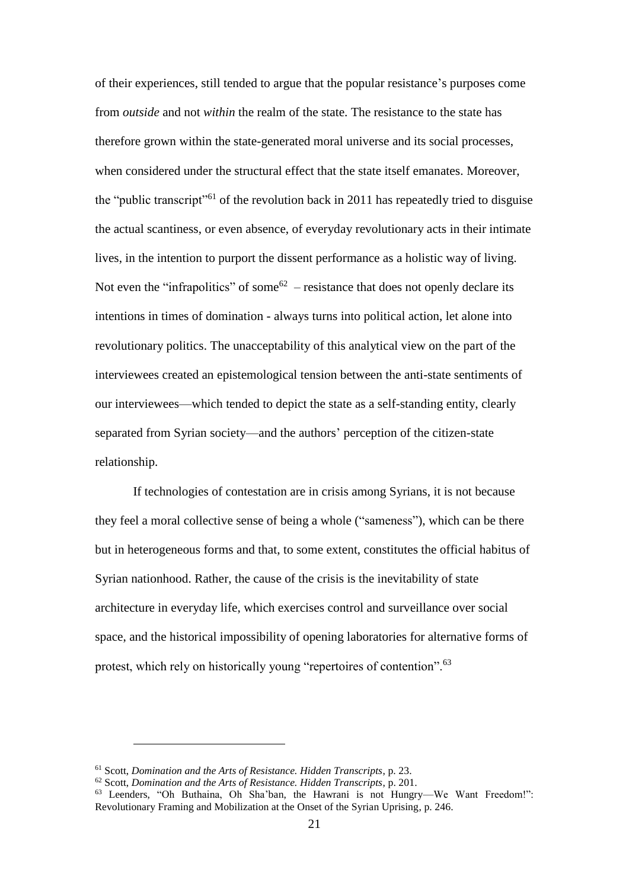of their experiences, still tended to argue that the popular resistance's purposes come from *outside* and not *within* the realm of the state. The resistance to the state has therefore grown within the state-generated moral universe and its social processes, when considered under the structural effect that the state itself emanates. Moreover, the "public transcript"[61] of the revolution back in 2011 has repeatedly tried to disguise the actual scantiness, or even absence, of everyday revolutionary acts in their intimate lives, in the intention to purport the dissent performance as a holistic way of living. Not even the "infrapolitics" of some[62] – resistance that does not openly declare its intentions in times of domination - always turns into political action, let alone into revolutionary politics. The unacceptability of this analytical view on the part of the interviewees created an epistemological tension between the anti-state sentiments of our interviewees—which tended to depict the state as a self-standing entity, clearly separated from Syrian society—and the authors' perception of the citizen-state relationship.

If technologies of contestation are in crisis among Syrians, it is not because they feel a moral collective sense of being a whole ("sameness"), which can be there but in heterogeneous forms and that, to some extent, constitutes the official habitus of Syrian nationhood. Rather, the cause of the crisis is the inevitability of state architecture in everyday life, which exercises control and surveillance over social space, and the historical impossibility of opening laboratories for alternative forms of protest, which rely on historically young "repertoires of contention".[63]

---

[61] Scott, *Domination and the Arts of Resistance. Hidden Transcripts*, p. 23.

[62] Scott, *Domination and the Arts of Resistance. Hidden Transcripts*, p. 201.

[63] Leenders, "Oh Buthaina, Oh Sha'ban, the Hawrani is not Hungry—We Want Freedom!": Revolutionary Framing and Mobilization at the Onset of the Syrian Uprising, p. 246.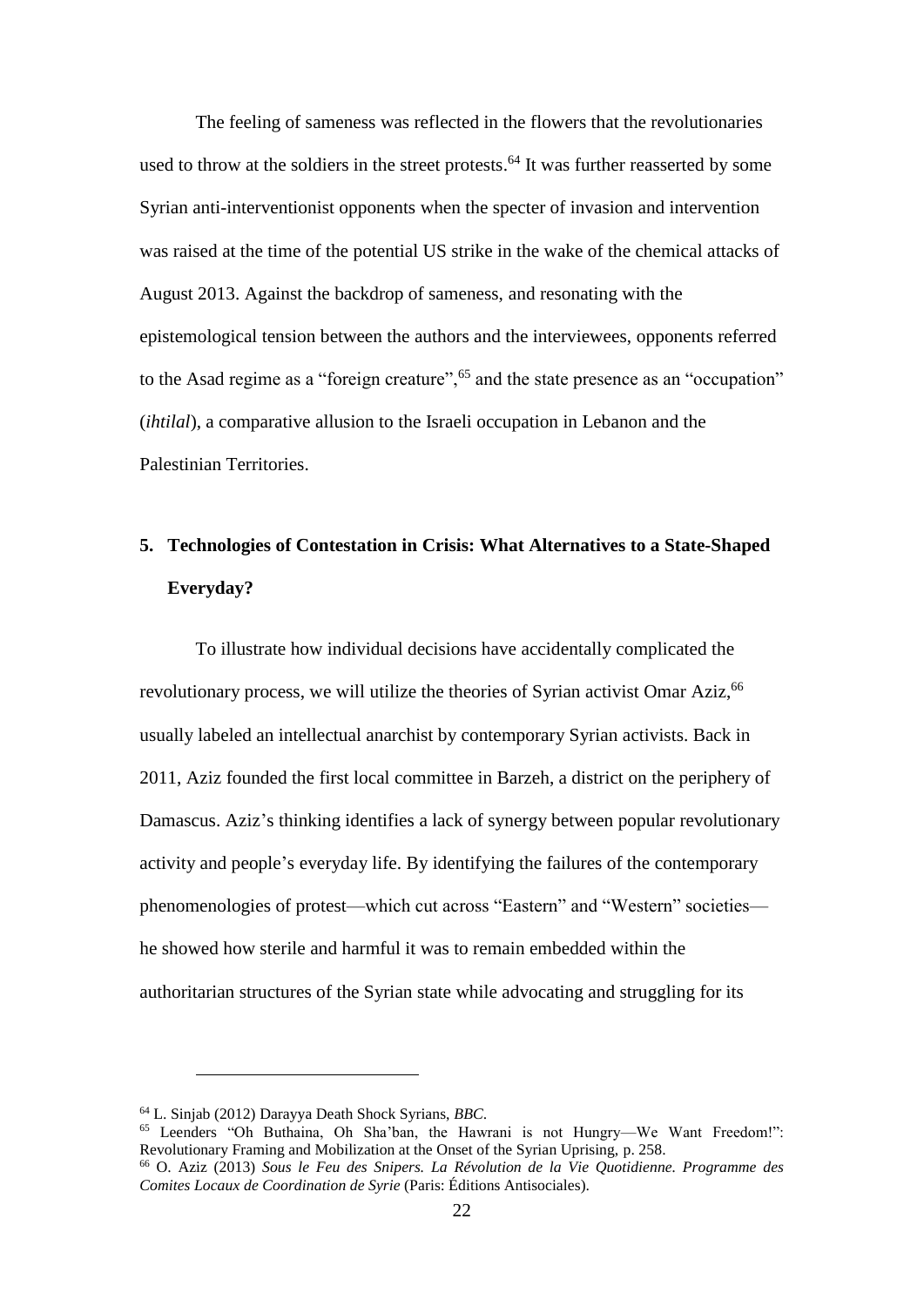The feeling of sameness was reflected in the flowers that the revolutionaries used to throw at the soldiers in the street protests.[64] It was further reasserted by some Syrian anti-interventionist opponents when the specter of invasion and intervention was raised at the time of the potential US strike in the wake of the chemical attacks of August 2013. Against the backdrop of sameness, and resonating with the epistemological tension between the authors and the interviewees, opponents referred to the Asad regime as a "foreign creature",[65] and the state presence as an "occupation" (*ihtilal*), a comparative allusion to the Israeli occupation in Lebanon and the Palestinian Territories.

## 5. Technologies of Contestation in Crisis: What Alternatives to a State-Shaped Everyday?

To illustrate how individual decisions have accidentally complicated the revolutionary process, we will utilize the theories of Syrian activist Omar Aziz,[66] usually labeled an intellectual anarchist by contemporary Syrian activists. Back in 2011, Aziz founded the first local committee in Barzeh, a district on the periphery of Damascus. Aziz's thinking identifies a lack of synergy between popular revolutionary activity and people's everyday life. By identifying the failures of the contemporary phenomenologies of protest—which cut across "Eastern" and "Western" societies—he showed how sterile and harmful it was to remain embedded within the authoritarian structures of the Syrian state while advocating and struggling for its

---

[64] L. Sinjab (2012) Darayya Death Shock Syrians, *BBC*.

[65] Leenders "Oh Buthaina, Oh Sha'ban, the Hawrani is not Hungry—We Want Freedom!": Revolutionary Framing and Mobilization at the Onset of the Syrian Uprising, p. 258.

[66] O. Aziz (2013) *Sous le Feu des Snipers. La Révolution de la Vie Quotidienne. Programme des Comites Locaux de Coordination de Syrie* (Paris: Éditions Antisociales).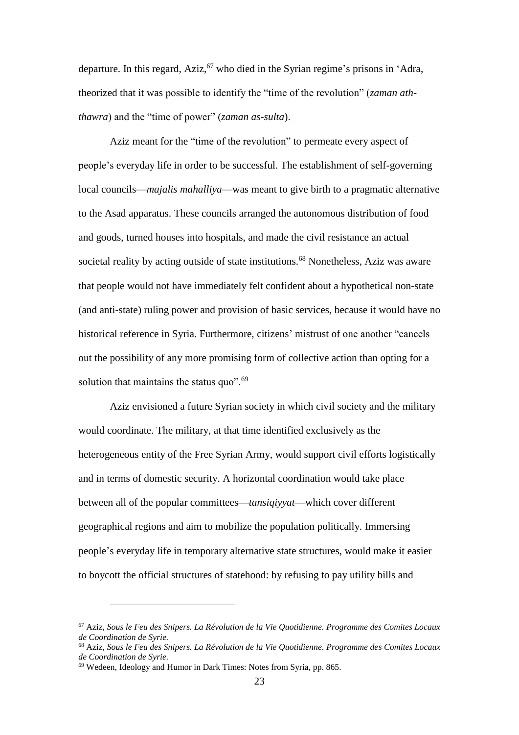departure. In this regard, Aziz,[67] who died in the Syrian regime's prisons in 'Adra, theorized that it was possible to identify the "time of the revolution" (*zaman ath-thawra*) and the "time of power" (*zaman as-sulta*).

Aziz meant for the "time of the revolution" to permeate every aspect of people's everyday life in order to be successful. The establishment of self-governing local councils—*majalis mahalliya*—was meant to give birth to a pragmatic alternative to the Asad apparatus. These councils arranged the autonomous distribution of food and goods, turned houses into hospitals, and made the civil resistance an actual societal reality by acting outside of state institutions.[68] Nonetheless, Aziz was aware that people would not have immediately felt confident about a hypothetical non-state (and anti-state) ruling power and provision of basic services, because it would have no historical reference in Syria. Furthermore, citizens' mistrust of one another "cancels out the possibility of any more promising form of collective action than opting for a solution that maintains the status quo".[69]

Aziz envisioned a future Syrian society in which civil society and the military would coordinate. The military, at that time identified exclusively as the heterogeneous entity of the Free Syrian Army, would support civil efforts logistically and in terms of domestic security. A horizontal coordination would take place between all of the popular committees—*tansiqiyyat*—which cover different geographical regions and aim to mobilize the population politically. Immersing people's everyday life in temporary alternative state structures, would make it easier to boycott the official structures of statehood: by refusing to pay utility bills and

---

[67] Aziz, *Sous le Feu des Snipers. La Révolution de la Vie Quotidienne. Programme des Comites Locaux de Coordination de Syrie.*

[68] Aziz, *Sous le Feu des Snipers. La Révolution de la Vie Quotidienne. Programme des Comites Locaux de Coordination de Syrie.*

[69] Wedeen, Ideology and Humor in Dark Times: Notes from Syria, pp. 865.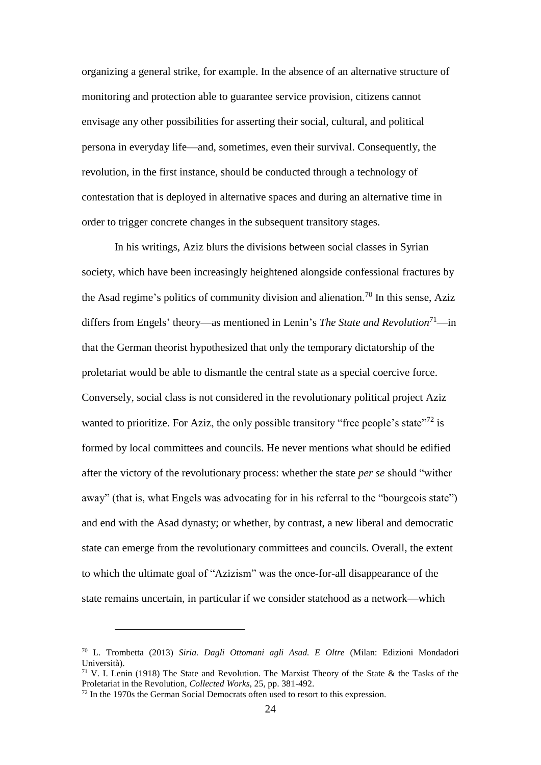organizing a general strike, for example. In the absence of an alternative structure of monitoring and protection able to guarantee service provision, citizens cannot envisage any other possibilities for asserting their social, cultural, and political persona in everyday life—and, sometimes, even their survival. Consequently, the revolution, in the first instance, should be conducted through a technology of contestation that is deployed in alternative spaces and during an alternative time in order to trigger concrete changes in the subsequent transitory stages.

In his writings, Aziz blurs the divisions between social classes in Syrian society, which have been increasingly heightened alongside confessional fractures by the Asad regime's politics of community division and alienation.[70] In this sense, Aziz differs from Engels' theory—as mentioned in Lenin's *The State and Revolution*[71]—in that the German theorist hypothesized that only the temporary dictatorship of the proletariat would be able to dismantle the central state as a special coercive force. Conversely, social class is not considered in the revolutionary political project Aziz wanted to prioritize. For Aziz, the only possible transitory "free people's state"[72] is formed by local committees and councils. He never mentions what should be edified after the victory of the revolutionary process: whether the state *per se* should "wither away" (that is, what Engels was advocating for in his referral to the "bourgeois state") and end with the Asad dynasty; or whether, by contrast, a new liberal and democratic state can emerge from the revolutionary committees and councils. Overall, the extent to which the ultimate goal of "Azizism" was the once-for-all disappearance of the state remains uncertain, in particular if we consider statehood as a network—which

---

[70] L. Trombetta (2013) *Siria. Dagli Ottomani agli Asad. E Oltre* (Milan: Edizioni Mondadori Università).

[71] V. I. Lenin (1918) The State and Revolution. The Marxist Theory of the State & the Tasks of the Proletariat in the Revolution, *Collected Works*, 25, pp. 381-492.

[72] In the 1970s the German Social Democrats often used to resort to this expression.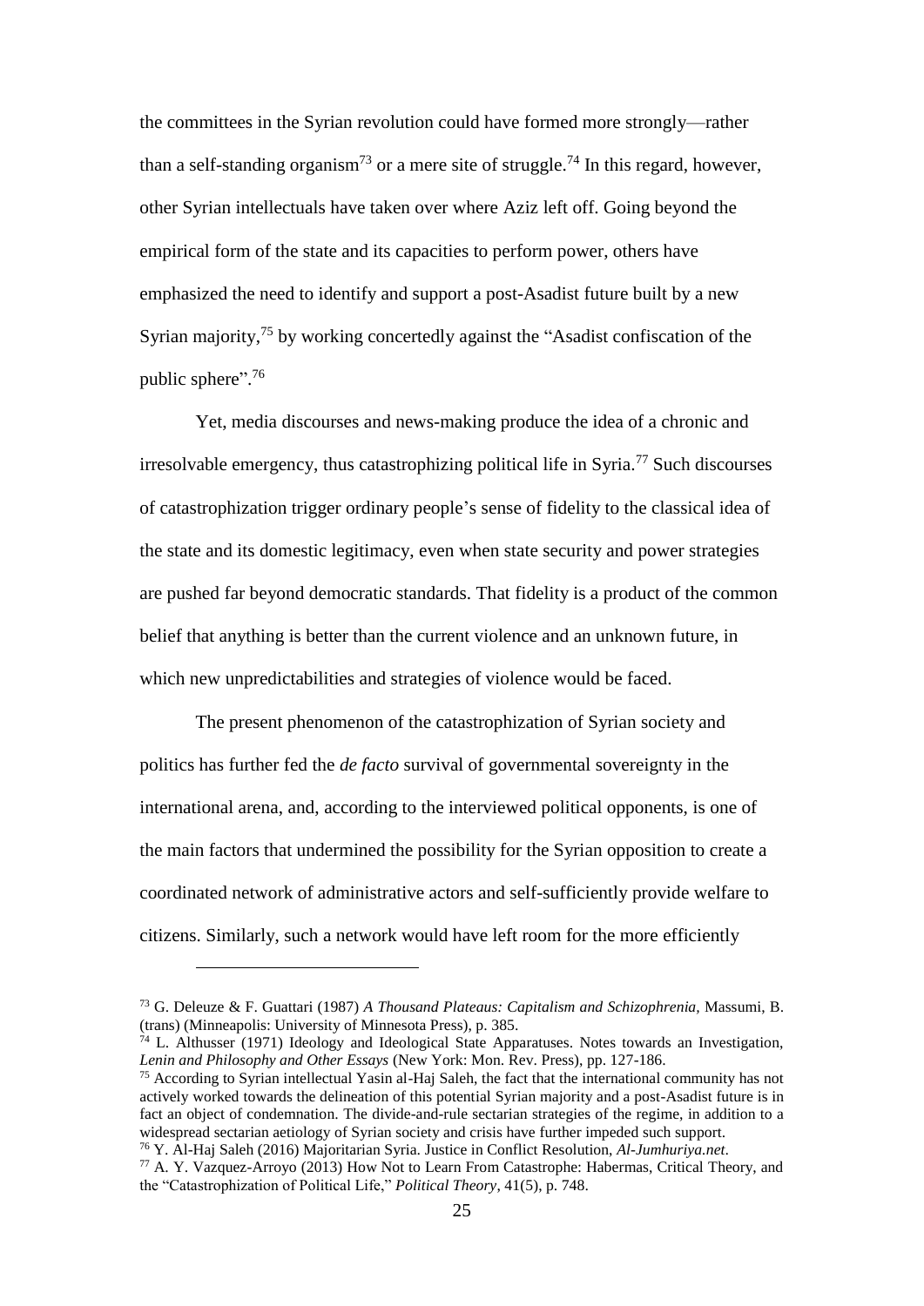the committees in the Syrian revolution could have formed more strongly—rather than a self-standing organism[73] or a mere site of struggle.[74] In this regard, however, other Syrian intellectuals have taken over where Aziz left off. Going beyond the empirical form of the state and its capacities to perform power, others have emphasized the need to identify and support a post-Asadist future built by a new Syrian majority,[75] by working concertedly against the "Asadist confiscation of the public sphere".[76]

Yet, media discourses and news-making produce the idea of a chronic and irresolvable emergency, thus catastrophizing political life in Syria.[77] Such discourses of catastrophization trigger ordinary people's sense of fidelity to the classical idea of the state and its domestic legitimacy, even when state security and power strategies are pushed far beyond democratic standards. That fidelity is a product of the common belief that anything is better than the current violence and an unknown future, in which new unpredictabilities and strategies of violence would be faced.

The present phenomenon of the catastrophization of Syrian society and politics has further fed the *de facto* survival of governmental sovereignty in the international arena, and, according to the interviewed political opponents, is one of the main factors that undermined the possibility for the Syrian opposition to create a coordinated network of administrative actors and self-sufficiently provide welfare to citizens. Similarly, such a network would have left room for the more efficiently

---

[73] G. Deleuze & F. Guattari (1987) *A Thousand Plateaus: Capitalism and Schizophrenia*, Massumi, B. (trans) (Minneapolis: University of Minnesota Press), p. 385.

[74] L. Althusser (1971) Ideology and Ideological State Apparatuses. Notes towards an Investigation, *Lenin and Philosophy and Other Essays* (New York: Mon. Rev. Press), pp. 127-186.

[75] According to Syrian intellectual Yasin al-Haj Saleh, the fact that the international community has not actively worked towards the delineation of this potential Syrian majority and a post-Asadist future is in fact an object of condemnation. The divide-and-rule sectarian strategies of the regime, in addition to a widespread sectarian aetiology of Syrian society and crisis have further impeded such support.

[76] Y. Al-Haj Saleh (2016) Majoritarian Syria. Justice in Conflict Resolution, *Al-Jumhuriya.net*.

[77] A. Y. Vazquez-Arroyo (2013) How Not to Learn From Catastrophe: Habermas, Critical Theory, and the "Catastrophization of Political Life," *Political Theory*, 41(5), p. 748.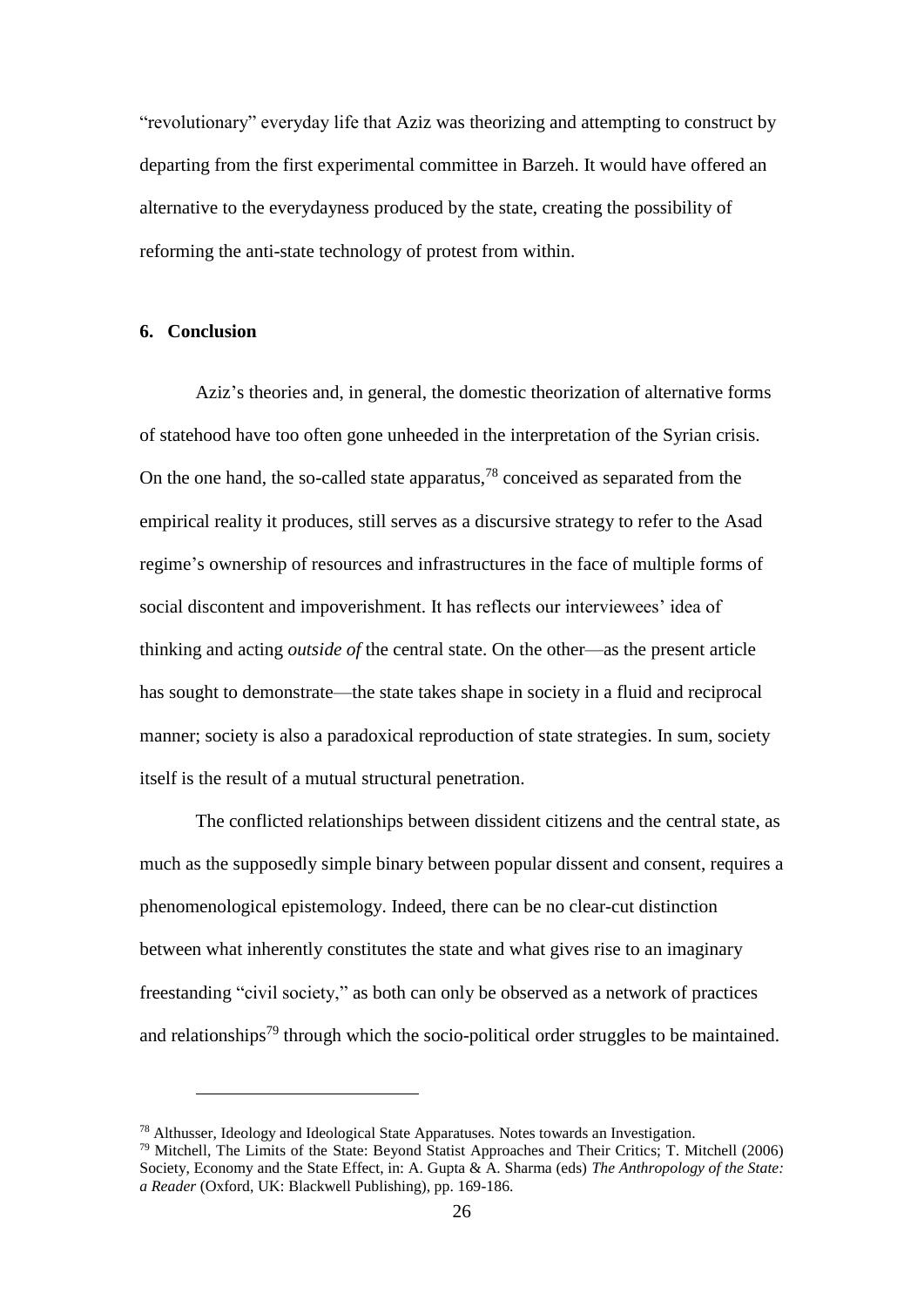"revolutionary" everyday life that Aziz was theorizing and attempting to construct by departing from the first experimental committee in Barzeh. It would have offered an alternative to the everydayness produced by the state, creating the possibility of reforming the anti-state technology of protest from within.

## 6. Conclusion

Aziz's theories and, in general, the domestic theorization of alternative forms of statehood have too often gone unheeded in the interpretation of the Syrian crisis. On the one hand, the so-called state apparatus,[78] conceived as separated from the empirical reality it produces, still serves as a discursive strategy to refer to the Asad regime's ownership of resources and infrastructures in the face of multiple forms of social discontent and impoverishment. It has reflects our interviewees' idea of thinking and acting *outside of* the central state. On the other—as the present article has sought to demonstrate—the state takes shape in society in a fluid and reciprocal manner; society is also a paradoxical reproduction of state strategies. In sum, society itself is the result of a mutual structural penetration.

The conflicted relationships between dissident citizens and the central state, as much as the supposedly simple binary between popular dissent and consent, requires a phenomenological epistemology. Indeed, there can be no clear-cut distinction between what inherently constitutes the state and what gives rise to an imaginary freestanding "civil society," as both can only be observed as a network of practices and relationships[79] through which the socio-political order struggles to be maintained.

---

[78] Althusser, Ideology and Ideological State Apparatuses. Notes towards an Investigation.

[79] Mitchell, The Limits of the State: Beyond Statist Approaches and Their Critics; T. Mitchell (2006) Society, Economy and the State Effect, in: A. Gupta & A. Sharma (eds) *The Anthropology of the State: a Reader* (Oxford, UK: Blackwell Publishing), pp. 169-186.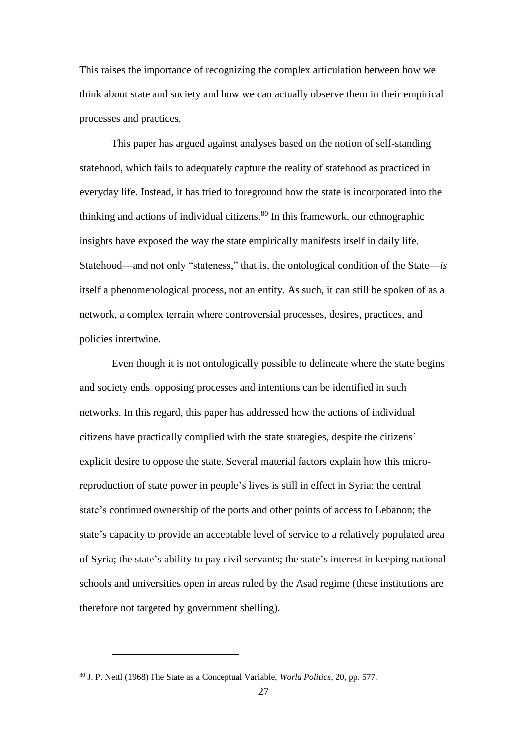This raises the importance of recognizing the complex articulation between how we think about state and society and how we can actually observe them in their empirical processes and practices.

This paper has argued against analyses based on the notion of self-standing statehood, which fails to adequately capture the reality of statehood as practiced in everyday life. Instead, it has tried to foreground how the state is incorporated into the thinking and actions of individual citizens.[80] In this framework, our ethnographic insights have exposed the way the state empirically manifests itself in daily life. Statehood—and not only "stateness," that is, the ontological condition of the State—*is* itself a phenomenological process, not an entity. As such, it can still be spoken of as a network, a complex terrain where controversial processes, desires, practices, and policies intertwine.

Even though it is not ontologically possible to delineate where the state begins and society ends, opposing processes and intentions can be identified in such networks. In this regard, this paper has addressed how the actions of individual citizens have practically complied with the state strategies, despite the citizens' explicit desire to oppose the state. Several material factors explain how this micro-reproduction of state power in people's lives is still in effect in Syria: the central state's continued ownership of the ports and other points of access to Lebanon; the state's capacity to provide an acceptable level of service to a relatively populated area of Syria; the state's ability to pay civil servants; the state's interest in keeping national schools and universities open in areas ruled by the Asad regime (these institutions are therefore not targeted by government shelling).

---

[80] J. P. Nettl (1968) The State as a Conceptual Variable, *World Politics*, 20, pp. 577.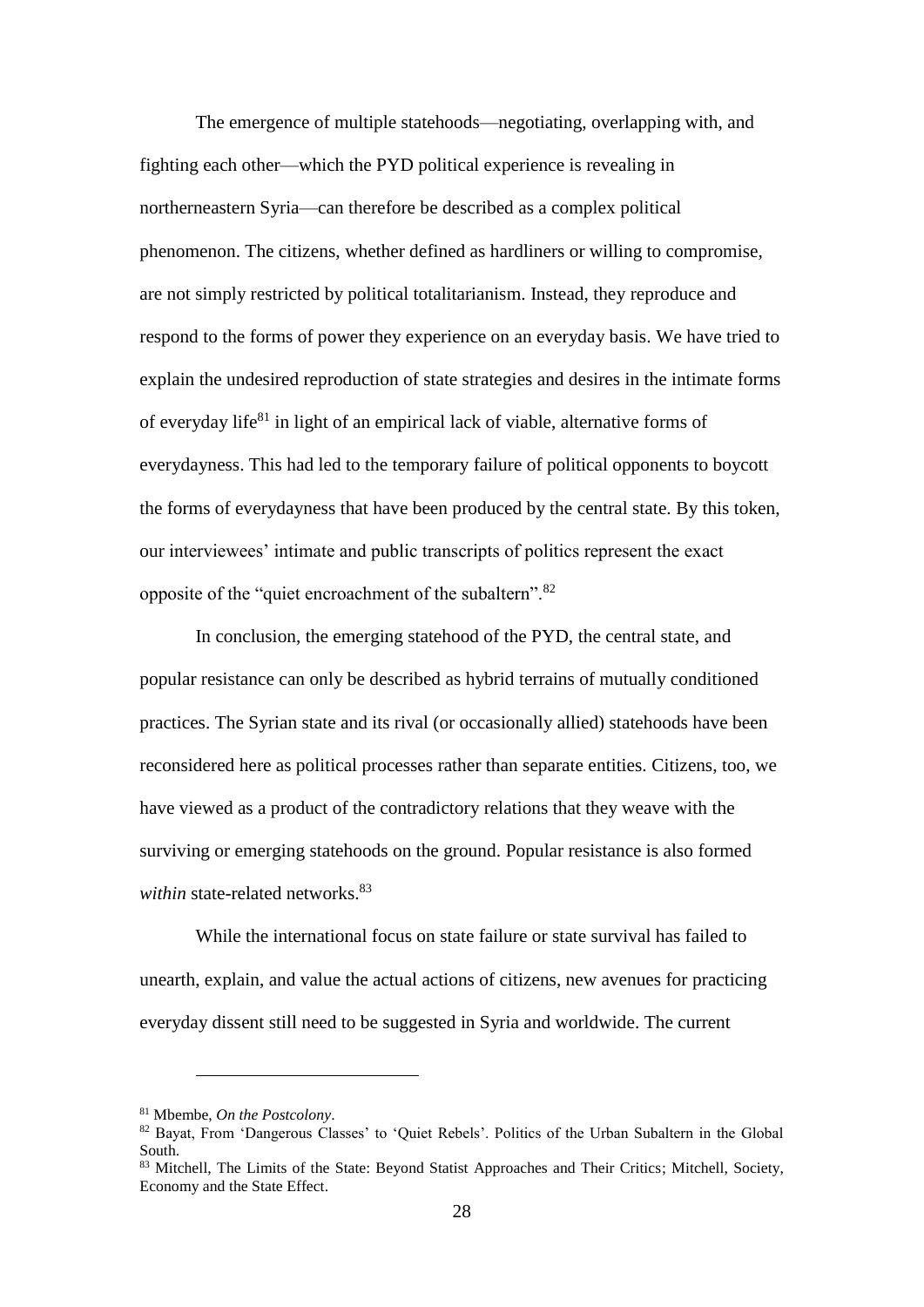The emergence of multiple statehoods—negotiating, overlapping with, and fighting each other—which the PYD political experience is revealing in northerneastern Syria—can therefore be described as a complex political phenomenon. The citizens, whether defined as hardliners or willing to compromise, are not simply restricted by political totalitarianism. Instead, they reproduce and respond to the forms of power they experience on an everyday basis. We have tried to explain the undesired reproduction of state strategies and desires in the intimate forms of everyday life[81] in light of an empirical lack of viable, alternative forms of everydayness. This had led to the temporary failure of political opponents to boycott the forms of everydayness that have been produced by the central state. By this token, our interviewees' intimate and public transcripts of politics represent the exact opposite of the "quiet encroachment of the subaltern".[82]

In conclusion, the emerging statehood of the PYD, the central state, and popular resistance can only be described as hybrid terrains of mutually conditioned practices. The Syrian state and its rival (or occasionally allied) statehoods have been reconsidered here as political processes rather than separate entities. Citizens, too, we have viewed as a product of the contradictory relations that they weave with the surviving or emerging statehoods on the ground. Popular resistance is also formed *within* state-related networks.[83]

While the international focus on state failure or state survival has failed to unearth, explain, and value the actual actions of citizens, new avenues for practicing everyday dissent still need to be suggested in Syria and worldwide. The current

---

[81] Mbembe, *On the Postcolony*.

[82] Bayat, From 'Dangerous Classes' to 'Quiet Rebels'. Politics of the Urban Subaltern in the Global South.

[83] Mitchell, The Limits of the State: Beyond Statist Approaches and Their Critics; Mitchell, Society, Economy and the State Effect.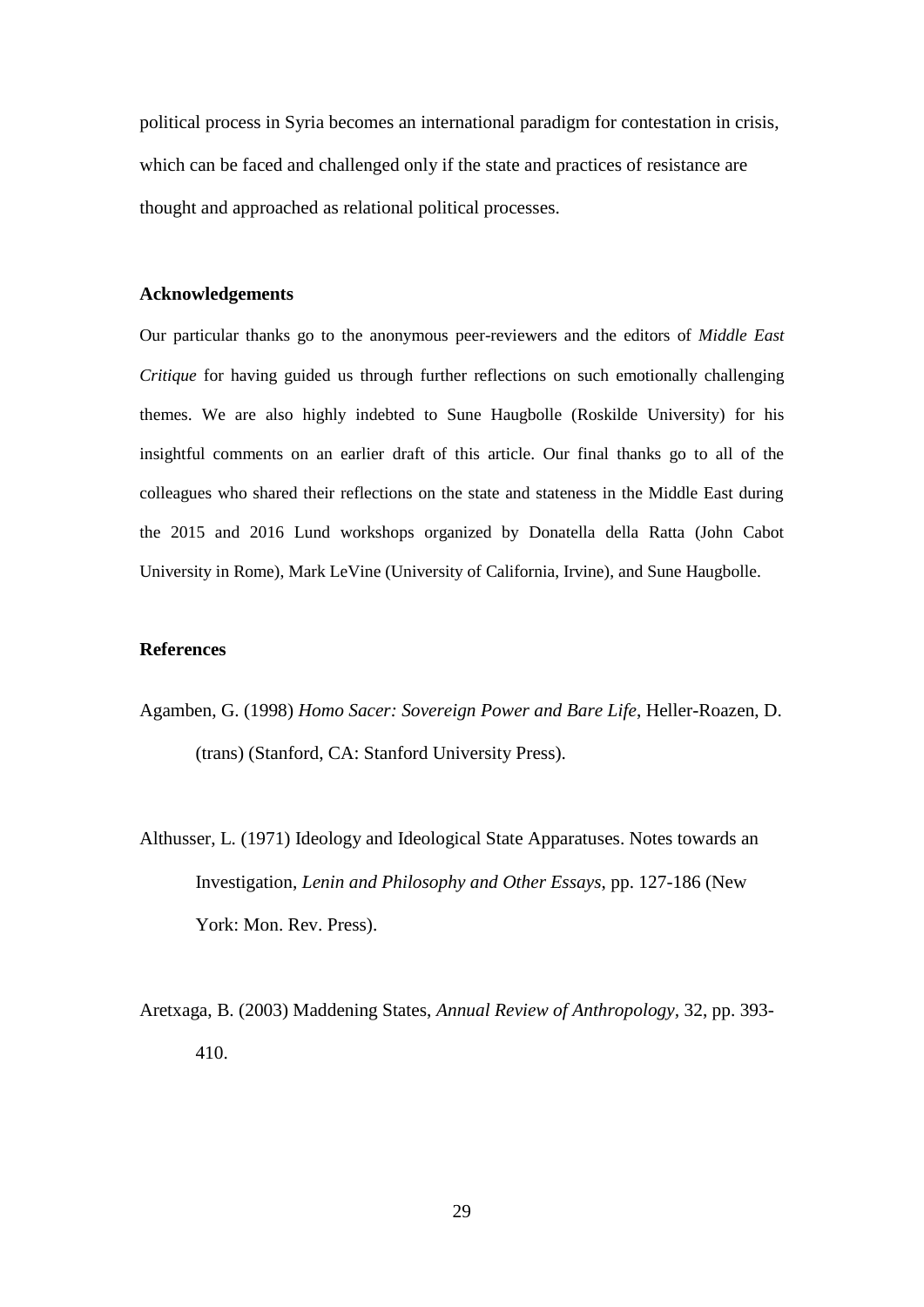political process in Syria becomes an international paradigm for contestation in crisis, which can be faced and challenged only if the state and practices of resistance are thought and approached as relational political processes.

## Acknowledgements

Our particular thanks go to the anonymous peer-reviewers and the editors of *Middle East Critique* for having guided us through further reflections on such emotionally challenging themes. We are also highly indebted to Sune Haugbolle (Roskilde University) for his insightful comments on an earlier draft of this article. Our final thanks go to all of the colleagues who shared their reflections on the state and stateness in the Middle East during the 2015 and 2016 Lund workshops organized by Donatella della Ratta (John Cabot University in Rome), Mark LeVine (University of California, Irvine), and Sune Haugbolle.

## References

Agamben, G. (1998) *Homo Sacer: Sovereign Power and Bare Life*, Heller-Roazen, D. (trans) (Stanford, CA: Stanford University Press).

Althusser, L. (1971) Ideology and Ideological State Apparatuses. Notes towards an Investigation, *Lenin and Philosophy and Other Essays*, pp. 127-186 (New York: Mon. Rev. Press).

Aretxaga, B. (2003) Maddening States, *Annual Review of Anthropology*, 32, pp. 393-410.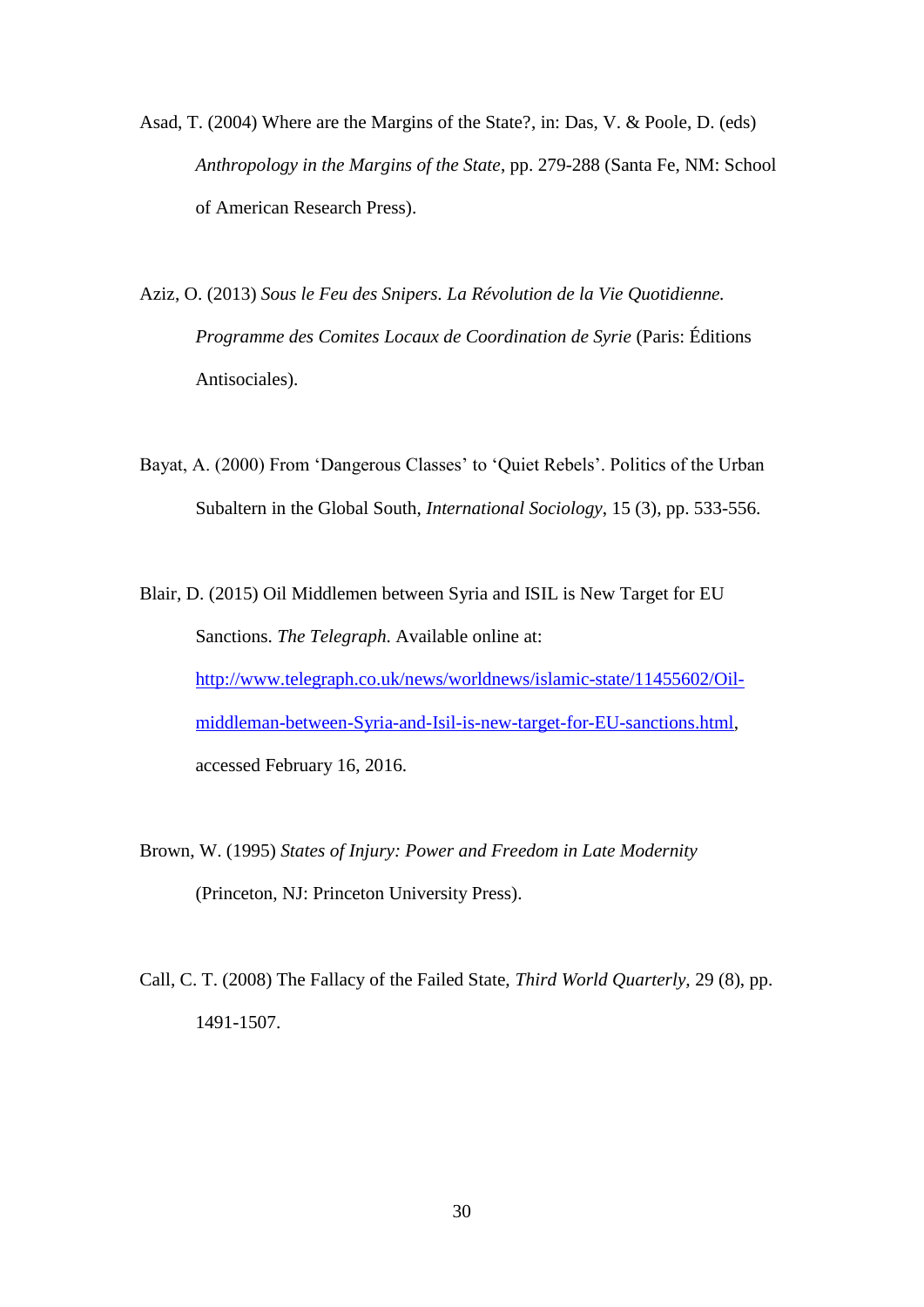Asad, T. (2004) Where are the Margins of the State?, in: Das, V. & Poole, D. (eds) *Anthropology in the Margins of the State*, pp. 279-288 (Santa Fe, NM: School of American Research Press).

Aziz, O. (2013) *Sous le Feu des Snipers. La Révolution de la Vie Quotidienne. Programme des Comites Locaux de Coordination de Syrie* (Paris: Éditions Antisociales).

Bayat, A. (2000) From 'Dangerous Classes' to 'Quiet Rebels'. Politics of the Urban Subaltern in the Global South, *International Sociology*, 15 (3), pp. 533-556.

Blair, D. (2015) Oil Middlemen between Syria and ISIL is New Target for EU Sanctions. *The Telegraph.* Available online at: http://www.telegraph.co.uk/news/worldnews/islamic-state/11455602/Oil-middleman-between-Syria-and-Isil-is-new-target-for-EU-sanctions.html, accessed February 16, 2016.

Brown, W. (1995) *States of Injury: Power and Freedom in Late Modernity* (Princeton, NJ: Princeton University Press).

Call, C. T. (2008) The Fallacy of the Failed State, *Third World Quarterly*, 29 (8), pp. 1491-1507.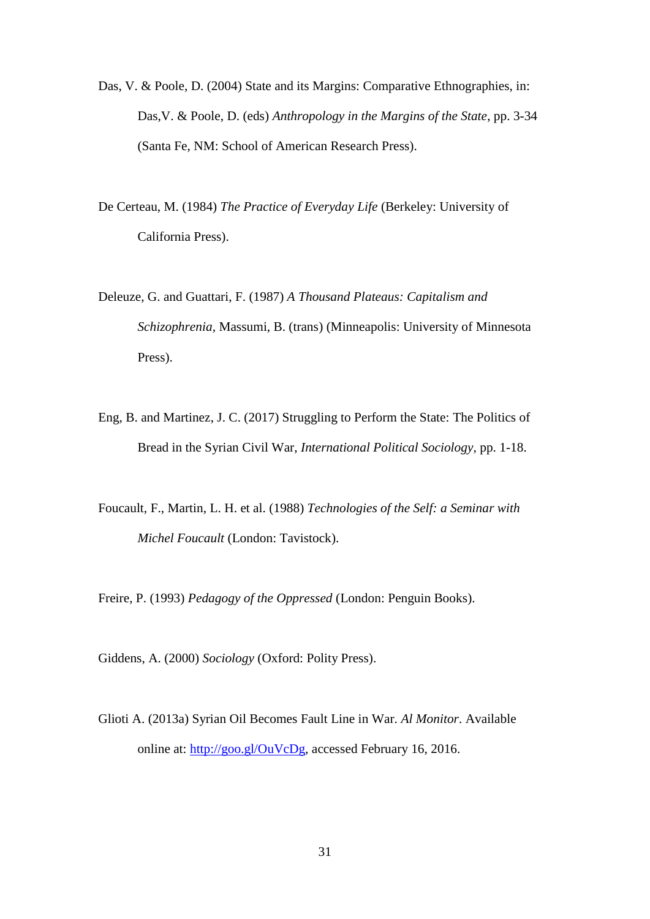Das, V. & Poole, D. (2004) State and its Margins: Comparative Ethnographies, in: Das,V. & Poole, D. (eds) *Anthropology in the Margins of the State*, pp. 3-34 (Santa Fe, NM: School of American Research Press).

De Certeau, M. (1984) *The Practice of Everyday Life* (Berkeley: University of California Press).

Deleuze, G. and Guattari, F. (1987) *A Thousand Plateaus: Capitalism and Schizophrenia*, Massumi, B. (trans) (Minneapolis: University of Minnesota Press).

Eng, B. and Martinez, J. C. (2017) Struggling to Perform the State: The Politics of Bread in the Syrian Civil War, *International Political Sociology,* pp. 1-18.

Foucault, F., Martin, L. H. et al. (1988) *Technologies of the Self: a Seminar with Michel Foucault* (London: Tavistock).

Freire, P. (1993) *Pedagogy of the Oppressed* (London: Penguin Books).

Giddens, A. (2000) *Sociology* (Oxford: Polity Press).

Glioti A. (2013a) Syrian Oil Becomes Fault Line in War. *Al Monitor*. Available online at: http://goo.gl/OuVcDg, accessed February 16, 2016.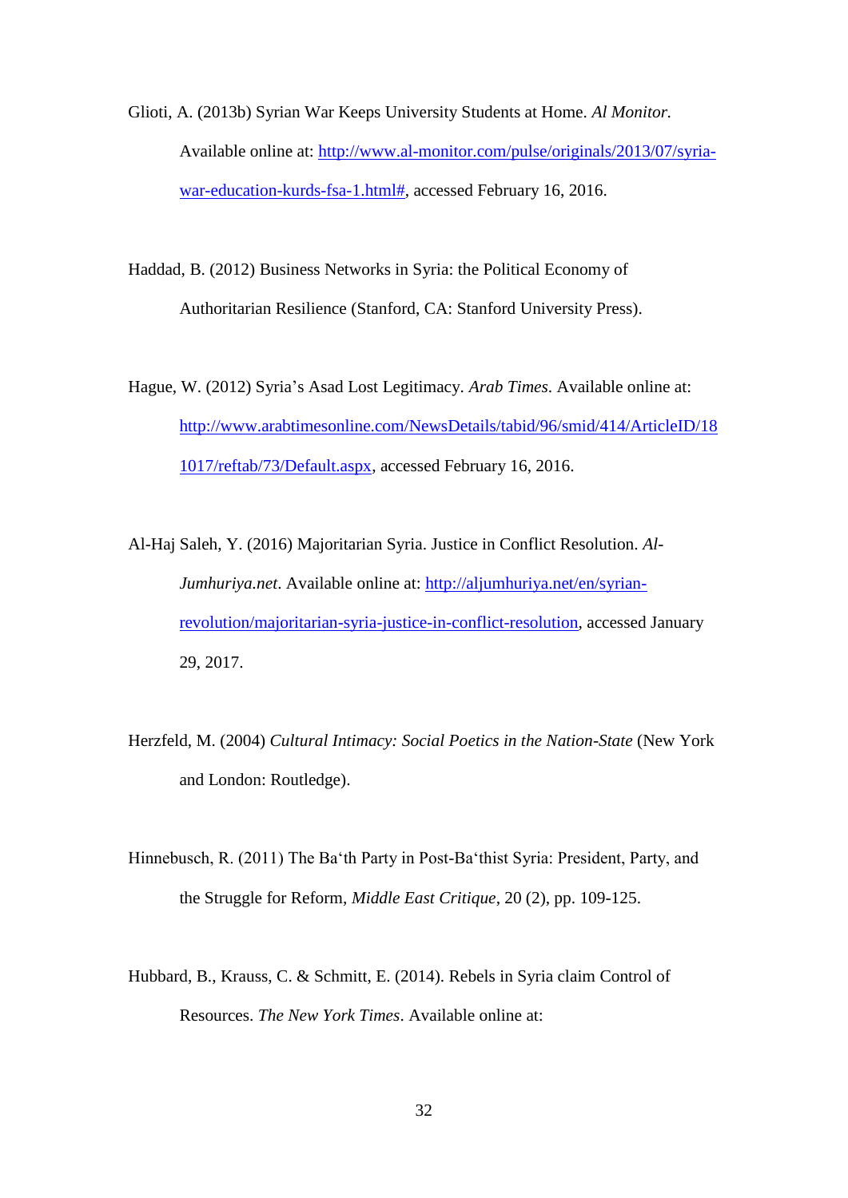Glioti, A. (2013b) Syrian War Keeps University Students at Home. *Al Monitor.* Available online at: http://www.al-monitor.com/pulse/originals/2013/07/syria-war-education-kurds-fsa-1.html#, accessed February 16, 2016.

Haddad, B. (2012) Business Networks in Syria: the Political Economy of Authoritarian Resilience (Stanford, CA: Stanford University Press).

Hague, W. (2012) Syria's Asad Lost Legitimacy. *Arab Times*. Available online at: http://www.arabtimesonline.com/NewsDetails/tabid/96/smid/414/ArticleID/181017/reftab/73/Default.aspx, accessed February 16, 2016.

Al-Haj Saleh, Y. (2016) Majoritarian Syria. Justice in Conflict Resolution. *Al-Jumhuriya.net*. Available online at: http://aljumhuriya.net/en/syrian-revolution/majoritarian-syria-justice-in-conflict-resolution, accessed January 29, 2017.

Herzfeld, M. (2004) *Cultural Intimacy: Social Poetics in the Nation-State* (New York and London: Routledge).

Hinnebusch, R. (2011) The Ba'th Party in Post-Ba'thist Syria: President, Party, and the Struggle for Reform, *Middle East Critique*, 20 (2), pp. 109-125.

Hubbard, B., Krauss, C. & Schmitt, E. (2014). Rebels in Syria claim Control of Resources. *The New York Times*. Available online at: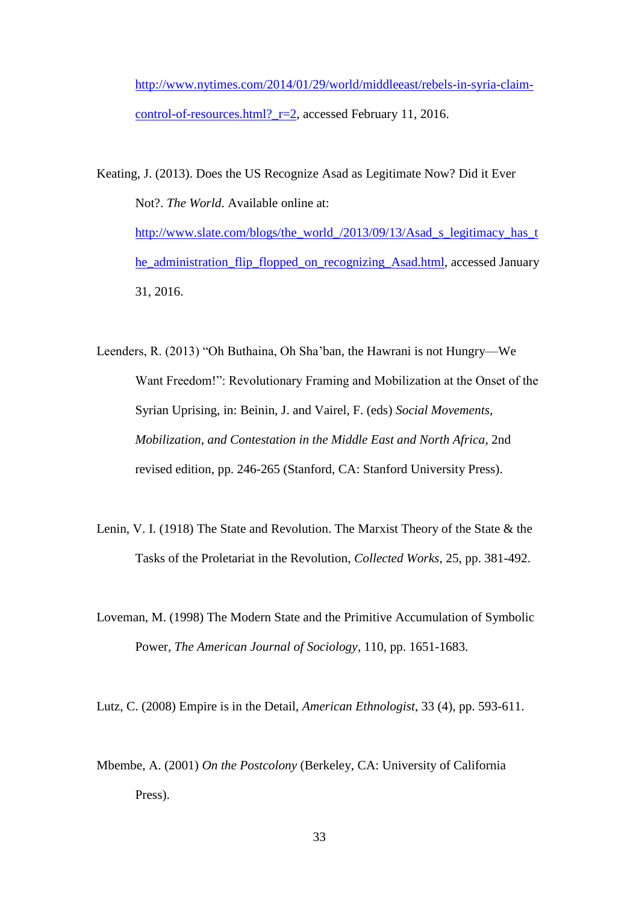http://www.nytimes.com/2014/01/29/world/middleeast/rebels-in-syria-claim-control-of-resources.html?_r=2, accessed February 11, 2016.

Keating, J. (2013). Does the US Recognize Asad as Legitimate Now? Did it Ever Not?. *The World*. Available online at: http://www.slate.com/blogs/the_world_/2013/09/13/Asad_s_legitimacy_has_the_administration_flip_flopped_on_recognizing_Asad.html, accessed January 31, 2016.

Leenders, R. (2013) "Oh Buthaina, Oh Sha'ban, the Hawrani is not Hungry—We Want Freedom!": Revolutionary Framing and Mobilization at the Onset of the Syrian Uprising, in: Beinin, J. and Vairel, F. (eds) *Social Movements, Mobilization, and Contestation in the Middle East and North Africa*, 2nd revised edition, pp. 246-265 (Stanford, CA: Stanford University Press).

Lenin, V. I. (1918) The State and Revolution. The Marxist Theory of the State & the Tasks of the Proletariat in the Revolution, *Collected Works*, 25, pp. 381-492.

Loveman, M. (1998) The Modern State and the Primitive Accumulation of Symbolic Power, *The American Journal of Sociology*, 110, pp. 1651-1683.

Lutz, C. (2008) Empire is in the Detail, *American Ethnologist*, 33 (4), pp. 593-611.

Mbembe, A. (2001) *On the Postcolony* (Berkeley, CA: University of California Press).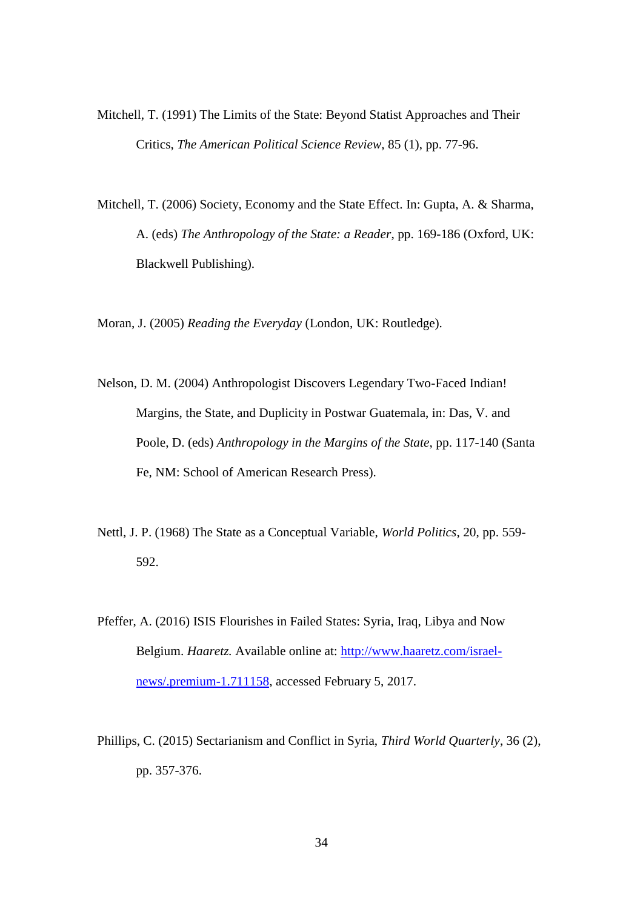Mitchell, T. (1991) The Limits of the State: Beyond Statist Approaches and Their Critics, *The American Political Science Review*, 85 (1), pp. 77-96.

Mitchell, T. (2006) Society, Economy and the State Effect. In: Gupta, A. & Sharma, A. (eds) *The Anthropology of the State: a Reader*, pp. 169-186 (Oxford, UK: Blackwell Publishing).

Moran, J. (2005) *Reading the Everyday* (London, UK: Routledge).

Nelson, D. M. (2004) Anthropologist Discovers Legendary Two-Faced Indian! Margins, the State, and Duplicity in Postwar Guatemala, in: Das, V. and Poole, D. (eds) *Anthropology in the Margins of the State*, pp. 117-140 (Santa Fe, NM: School of American Research Press).

Nettl, J. P. (1968) The State as a Conceptual Variable, *World Politics*, 20, pp. 559-592.

Pfeffer, A. (2016) ISIS Flourishes in Failed States: Syria, Iraq, Libya and Now Belgium. *Haaretz.* Available online at: [http://www.haaretz.com/israel-news/.premium-1.711158](http://www.haaretz.com/israel-news/.premium-1.711158), accessed February 5, 2017.

Phillips, C. (2015) Sectarianism and Conflict in Syria, *Third World Quarterly*, 36 (2), pp. 357-376.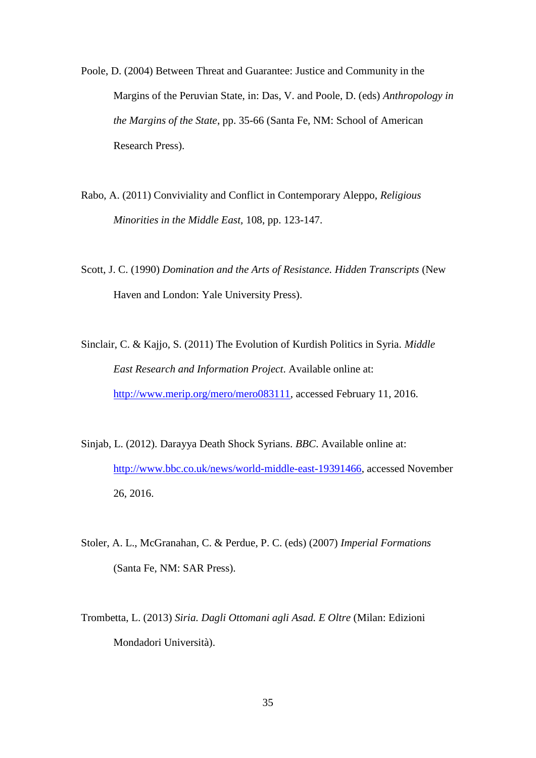Poole, D. (2004) Between Threat and Guarantee: Justice and Community in the Margins of the Peruvian State, in: Das, V. and Poole, D. (eds) *Anthropology in the Margins of the State*, pp. 35-66 (Santa Fe, NM: School of American Research Press).

Rabo, A. (2011) Conviviality and Conflict in Contemporary Aleppo, *Religious Minorities in the Middle East,* 108, pp. 123-147.

Scott, J. C. (1990) *Domination and the Arts of Resistance. Hidden Transcripts* (New Haven and London: Yale University Press).

Sinclair, C. & Kajjo, S. (2011) The Evolution of Kurdish Politics in Syria. *Middle East Research and Information Project*. Available online at: http://www.merip.org/mero/mero083111, accessed February 11, 2016.

Sinjab, L. (2012). Darayya Death Shock Syrians. *BBC*. Available online at: http://www.bbc.co.uk/news/world-middle-east-19391466, accessed November 26, 2016.

Stoler, A. L., McGranahan, C. & Perdue, P. C. (eds) (2007) *Imperial Formations* (Santa Fe, NM: SAR Press).

Trombetta, L. (2013) *Siria. Dagli Ottomani agli Asad. E Oltre* (Milan: Edizioni Mondadori Università).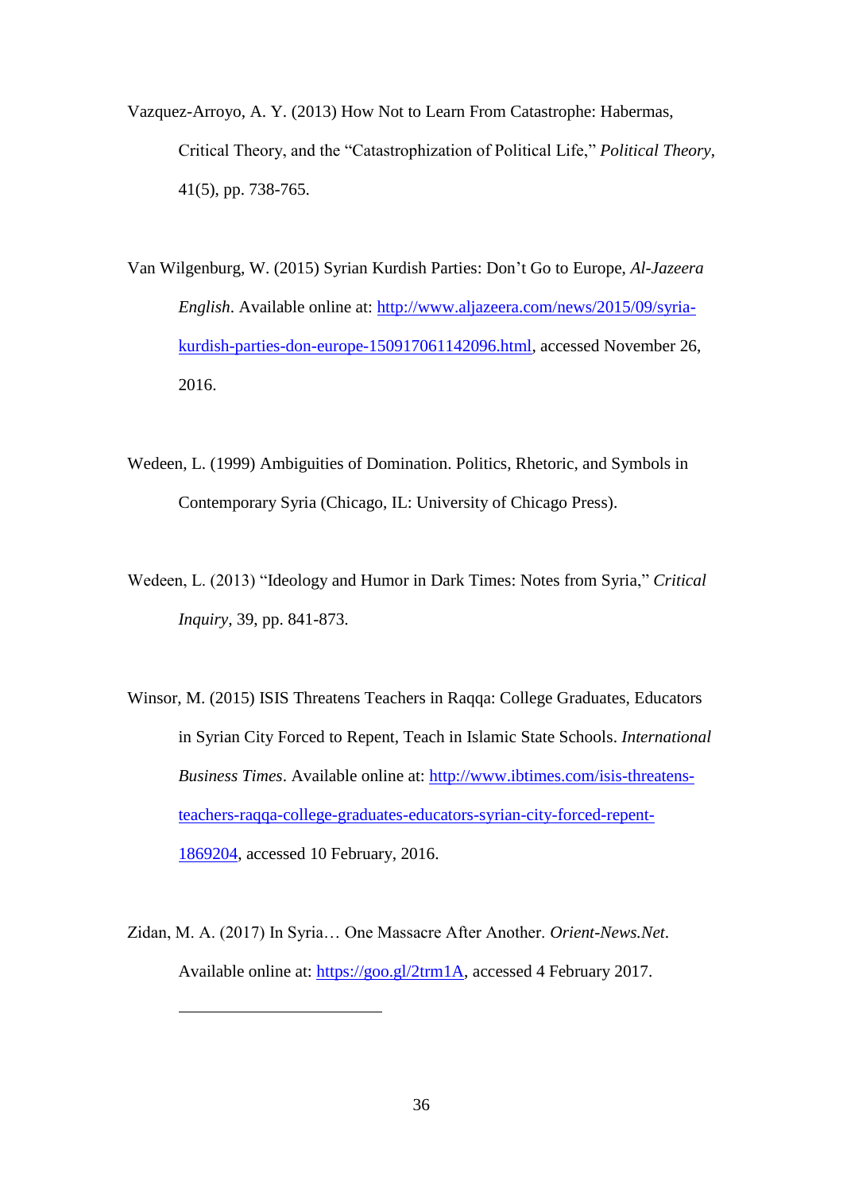Vazquez-Arroyo, A. Y. (2013) How Not to Learn From Catastrophe: Habermas, Critical Theory, and the "Catastrophization of Political Life," *Political Theory*, 41(5), pp. 738-765.

Van Wilgenburg, W. (2015) Syrian Kurdish Parties: Don't Go to Europe, *Al-Jazeera English*. Available online at: http://www.aljazeera.com/news/2015/09/syria-kurdish-parties-don-europe-150917061142096.html, accessed November 26, 2016.

Wedeen, L. (1999) Ambiguities of Domination. Politics, Rhetoric, and Symbols in Contemporary Syria (Chicago, IL: University of Chicago Press).

Wedeen, L. (2013) "Ideology and Humor in Dark Times: Notes from Syria," *Critical Inquiry*, 39, pp. 841-873.

Winsor, M. (2015) ISIS Threatens Teachers in Raqqa: College Graduates, Educators in Syrian City Forced to Repent, Teach in Islamic State Schools. *International Business Times*. Available online at: http://www.ibtimes.com/isis-threatens-teachers-raqqa-college-graduates-educators-syrian-city-forced-repent-1869204, accessed 10 February, 2016.

Zidan, M. A. (2017) In Syria… One Massacre After Another. *Orient-News.Net*. Available online at: https://goo.gl/2trm1A, accessed 4 February 2017.